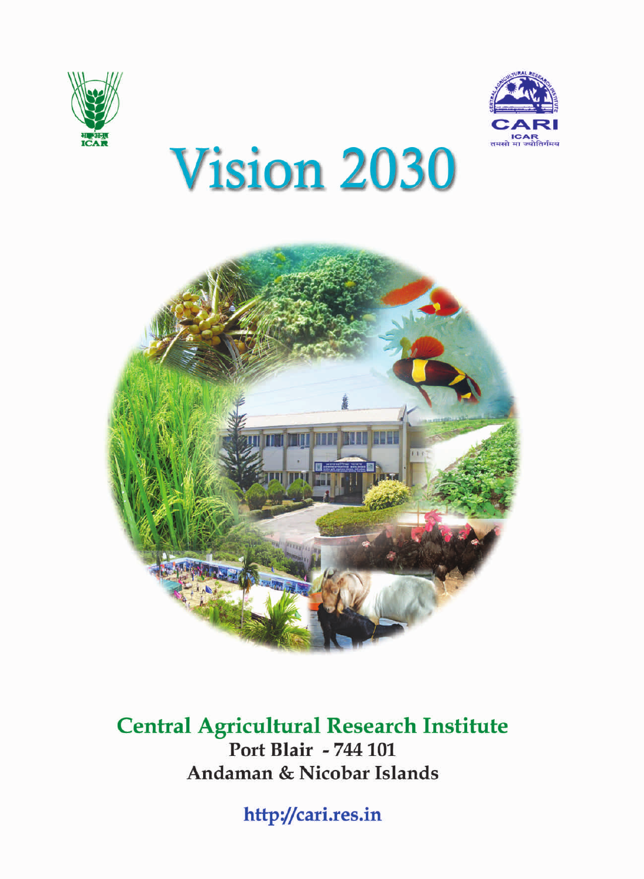# Vision 2030

**Central Agricultural Research Institute**

**Port Blair - 744 101**

**Andaman & Nicobar Islands**

http://cari.res.in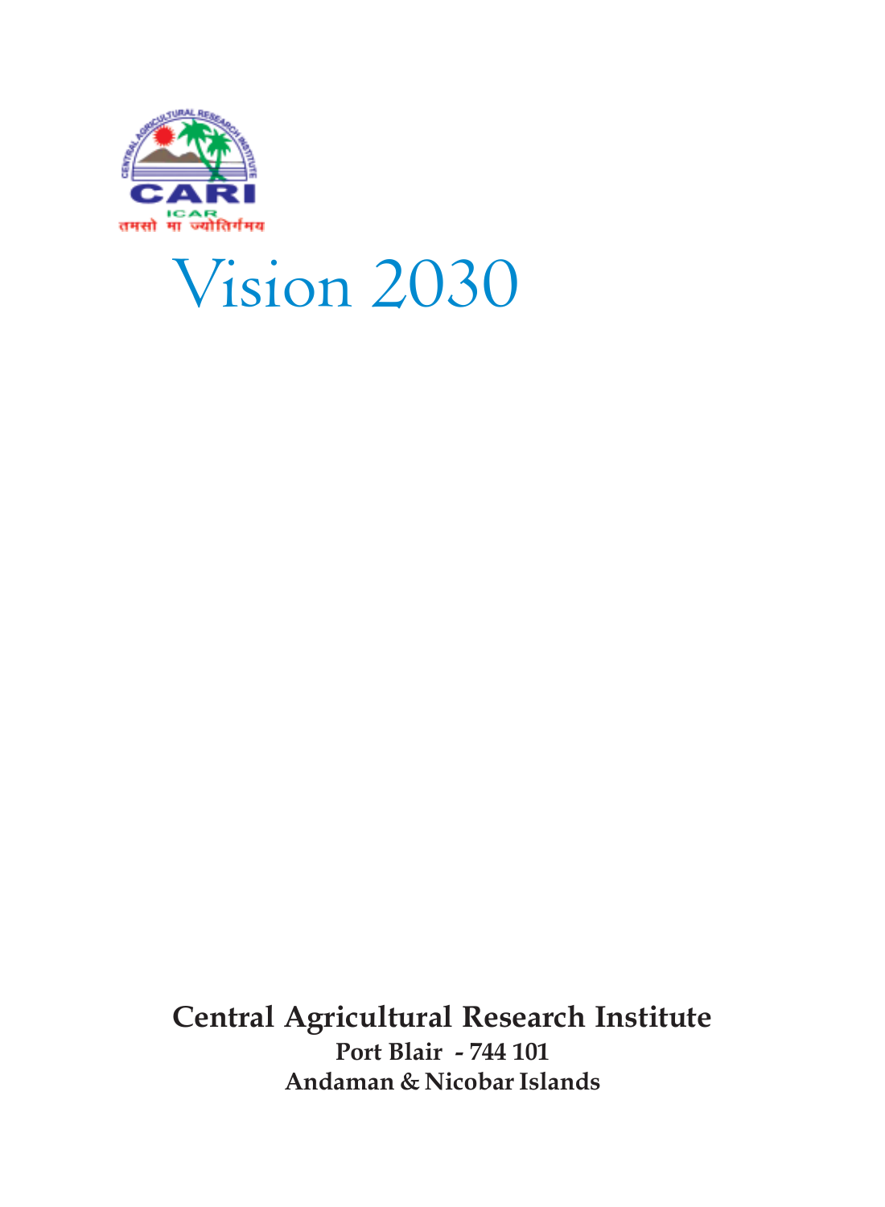CARI

ICAR

तमसो मा ज्योतिर्गमय

# Vision 2030

**Central Agricultural Research Institute**

**Port Blair - 744 101**

**Andaman & Nicobar Islands**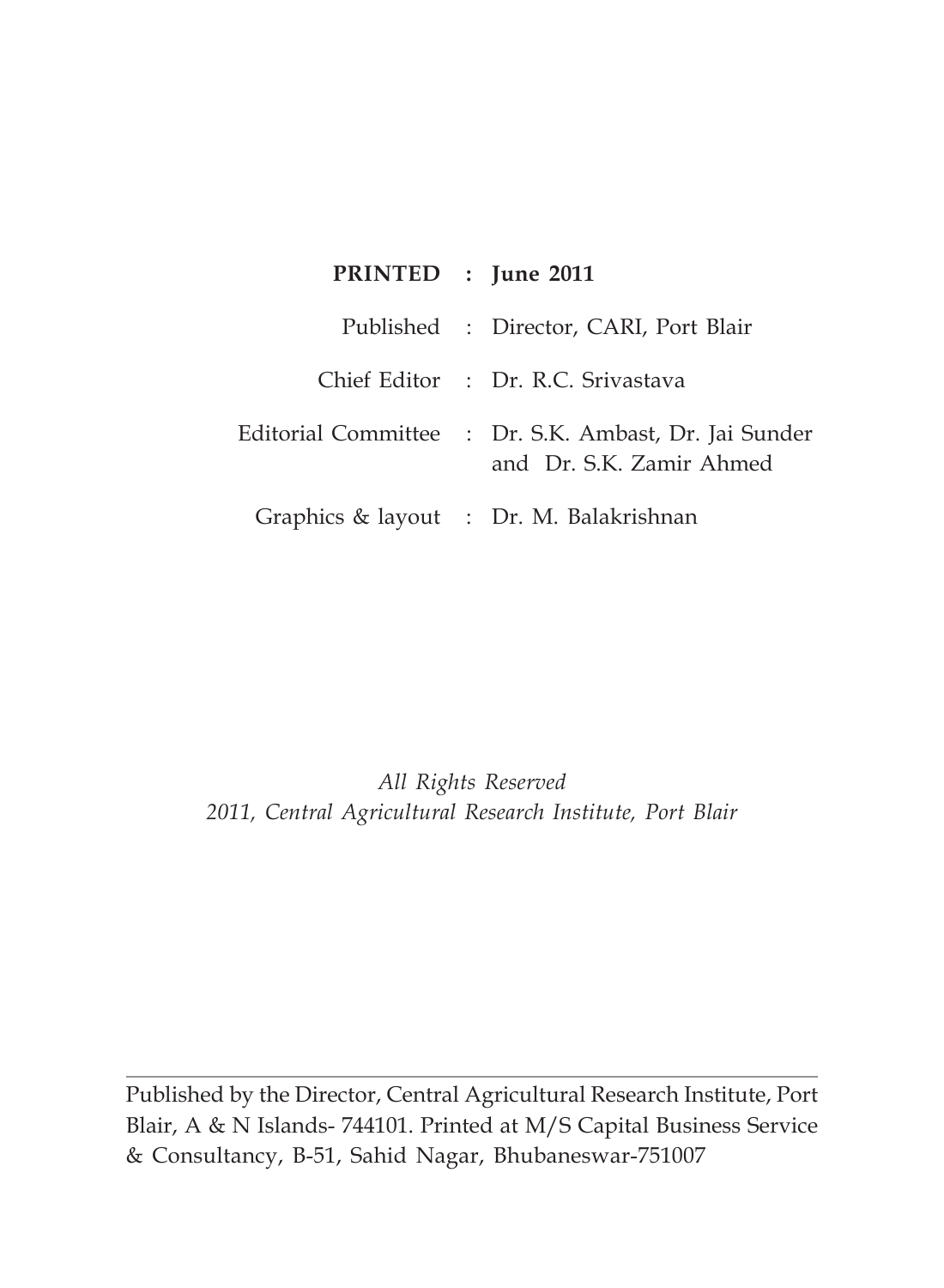| | | |
|---|---|---|
| **PRINTED** | **:** | **June 2011** |
| Published | : | Director, CARI, Port Blair |
| Chief Editor | : | Dr. R.C. Srivastava |
| Editorial Committee | : | Dr. S.K. Ambast, Dr. Jai Sunder and Dr. S.K. Zamir Ahmed |
| Graphics & layout | : | Dr. M. Balakrishnan |

*All Rights Reserved*
*2011, Central Agricultural Research Institute, Port Blair*

---

Published by the Director, Central Agricultural Research Institute, Port Blair, A & N Islands- 744101. Printed at M/S Capital Business Service & Consultancy, B-51, Sahid Nagar, Bhubaneswar-751007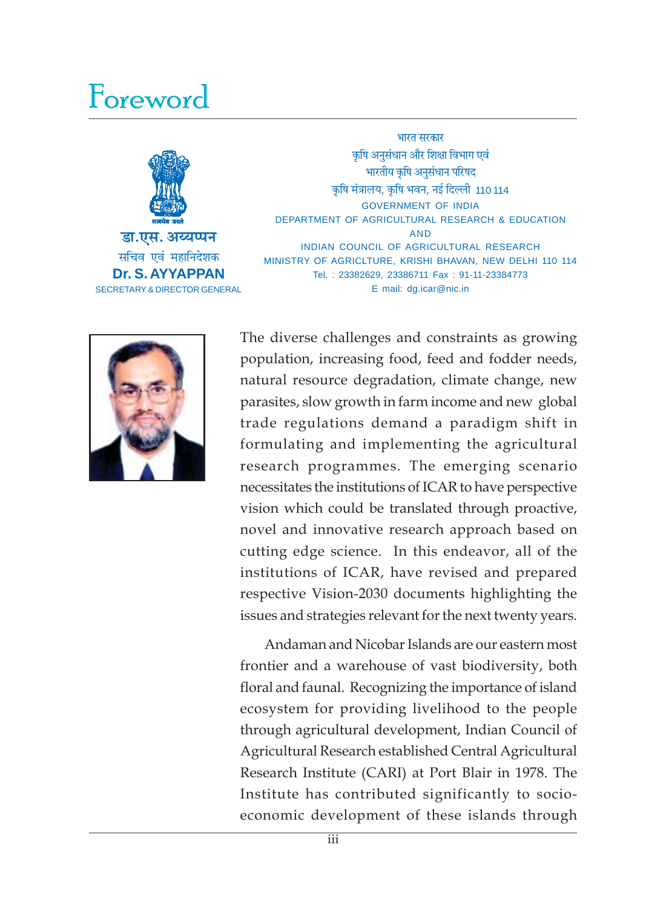# Foreword

डा.एस. अय्यप्पन
सचिव एवं महानिदेशक
**Dr. S. AYYAPPAN**
SECRETARY & DIRECTOR GENERAL

भारत सरकार
कृषि अनुसंधान और शिक्षा विभाग एवं
भारतीय कृषि अनुसंधान परिषद
कृषि मंत्रालय, कृषि भवन, नई दिल्ली 110 114
GOVERNMENT OF INDIA
DEPARTMENT OF AGRICULTURAL RESEARCH & EDUCATION
AND
INDIAN COUNCIL OF AGRICULTURAL RESEARCH
MINISTRY OF AGRICLTURE, KRISHI BHAVAN, NEW DELHI 110 114
Tel. : 23382629, 23386711 Fax : 91-11-23384773
E mail: dg.icar@nic.in

The diverse challenges and constraints as growing population, increasing food, feed and fodder needs, natural resource degradation, climate change, new parasites, slow growth in farm income and new global trade regulations demand a paradigm shift in formulating and implementing the agricultural research programmes. The emerging scenario necessitates the institutions of ICAR to have perspective vision which could be translated through proactive, novel and innovative research approach based on cutting edge science. In this endeavor, all of the institutions of ICAR, have revised and prepared respective Vision-2030 documents highlighting the issues and strategies relevant for the next twenty years.

Andaman and Nicobar Islands are our eastern most frontier and a warehouse of vast biodiversity, both floral and faunal. Recognizing the importance of island ecosystem for providing livelihood to the people through agricultural development, Indian Council of Agricultural Research established Central Agricultural Research Institute (CARI) at Port Blair in 1978. The Institute has contributed significantly to socio-economic development of these islands through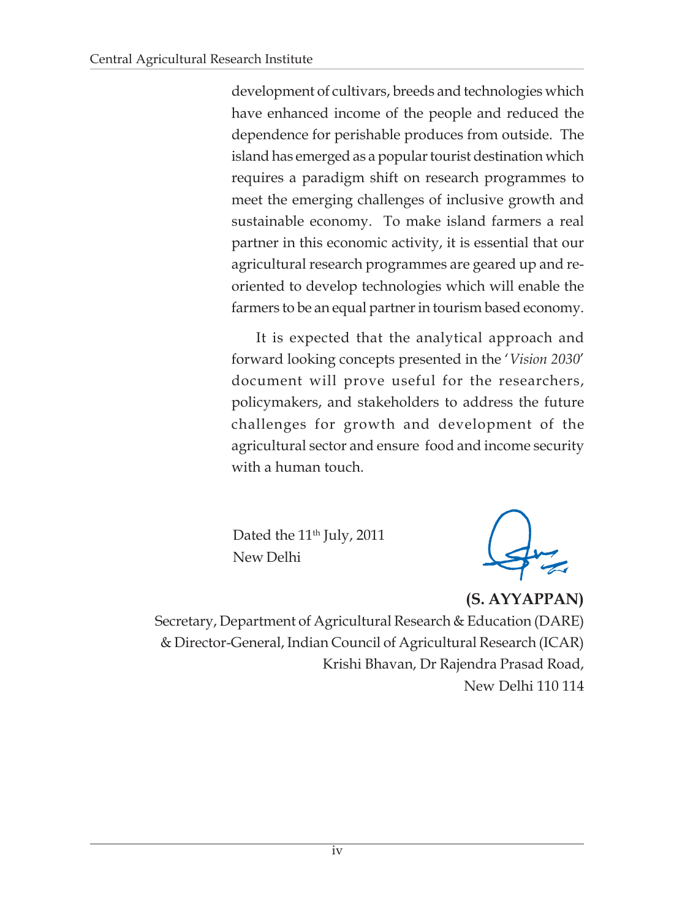development of cultivars, breeds and technologies which have enhanced income of the people and reduced the dependence for perishable produces from outside. The island has emerged as a popular tourist destination which requires a paradigm shift on research programmes to meet the emerging challenges of inclusive growth and sustainable economy. To make island farmers a real partner in this economic activity, it is essential that our agricultural research programmes are geared up and re-oriented to develop technologies which will enable the farmers to be an equal partner in tourism based economy.

It is expected that the analytical approach and forward looking concepts presented in the '*Vision 2030*' document will prove useful for the researchers, policymakers, and stakeholders to address the future challenges for growth and development of the agricultural sector and ensure food and income security with a human touch.

Dated the 11th July, 2011
New Delhi

**(S. AYYAPPAN)**
Secretary, Department of Agricultural Research & Education (DARE)
& Director-General, Indian Council of Agricultural Research (ICAR)
Krishi Bhavan, Dr Rajendra Prasad Road,
New Delhi 110 114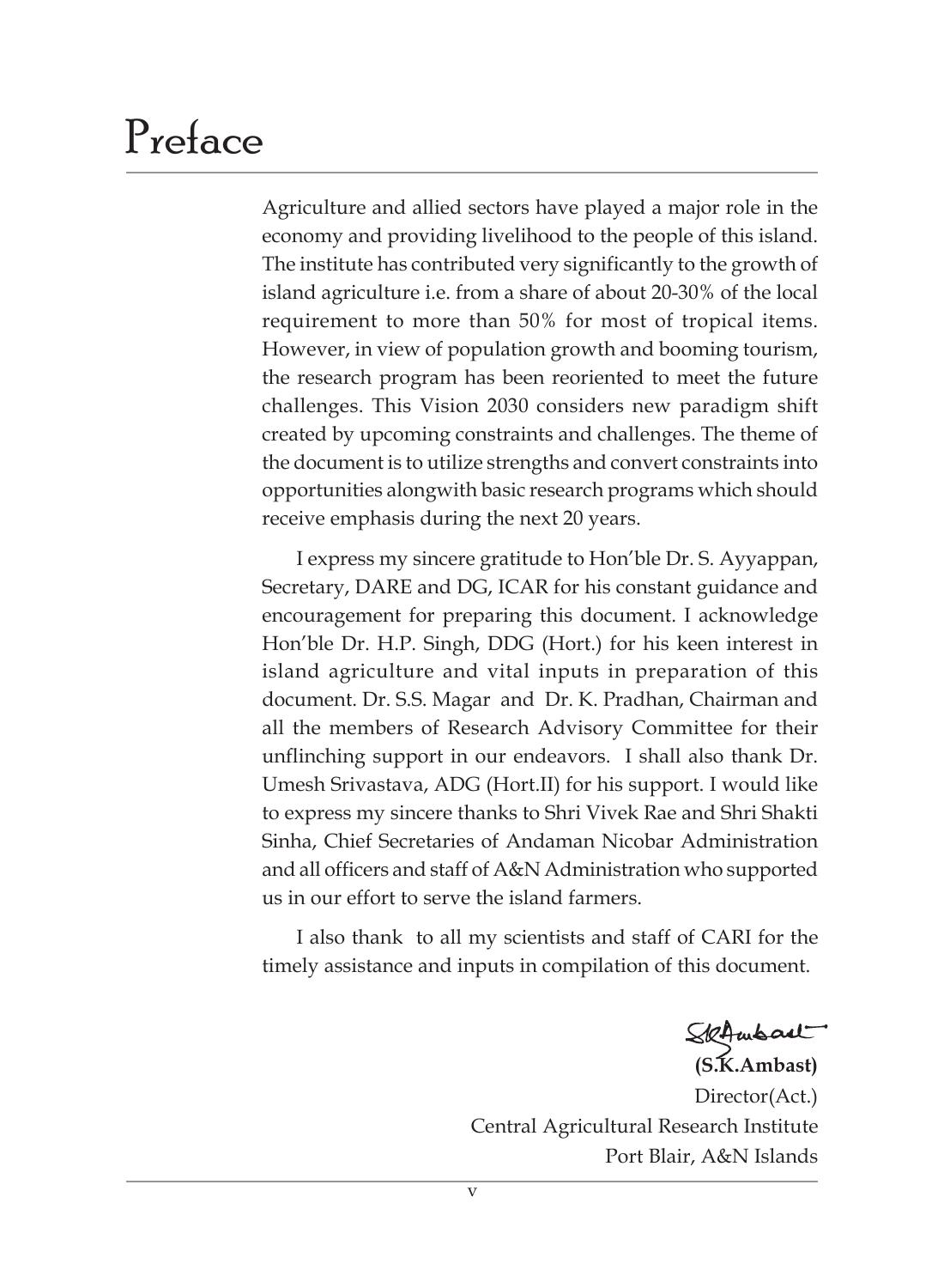# Preface

Agriculture and allied sectors have played a major role in the economy and providing livelihood to the people of this island. The institute has contributed very significantly to the growth of island agriculture i.e. from a share of about 20-30% of the local requirement to more than 50% for most of tropical items. However, in view of population growth and booming tourism, the research program has been reoriented to meet the future challenges. This Vision 2030 considers new paradigm shift created by upcoming constraints and challenges. The theme of the document is to utilize strengths and convert constraints into opportunities alongwith basic research programs which should receive emphasis during the next 20 years.

I express my sincere gratitude to Hon'ble Dr. S. Ayyappan, Secretary, DARE and DG, ICAR for his constant guidance and encouragement for preparing this document. I acknowledge Hon'ble Dr. H.P. Singh, DDG (Hort.) for his keen interest in island agriculture and vital inputs in preparation of this document. Dr. S.S. Magar and Dr. K. Pradhan, Chairman and all the members of Research Advisory Committee for their unflinching support in our endeavors. I shall also thank Dr. Umesh Srivastava, ADG (Hort.II) for his support. I would like to express my sincere thanks to Shri Vivek Rae and Shri Shakti Sinha, Chief Secretaries of Andaman Nicobar Administration and all officers and staff of A&N Administration who supported us in our effort to serve the island farmers.

I also thank to all my scientists and staff of CARI for the timely assistance and inputs in compilation of this document.

**(S.K.Ambast)**
Director(Act.)
Central Agricultural Research Institute
Port Blair, A&N Islands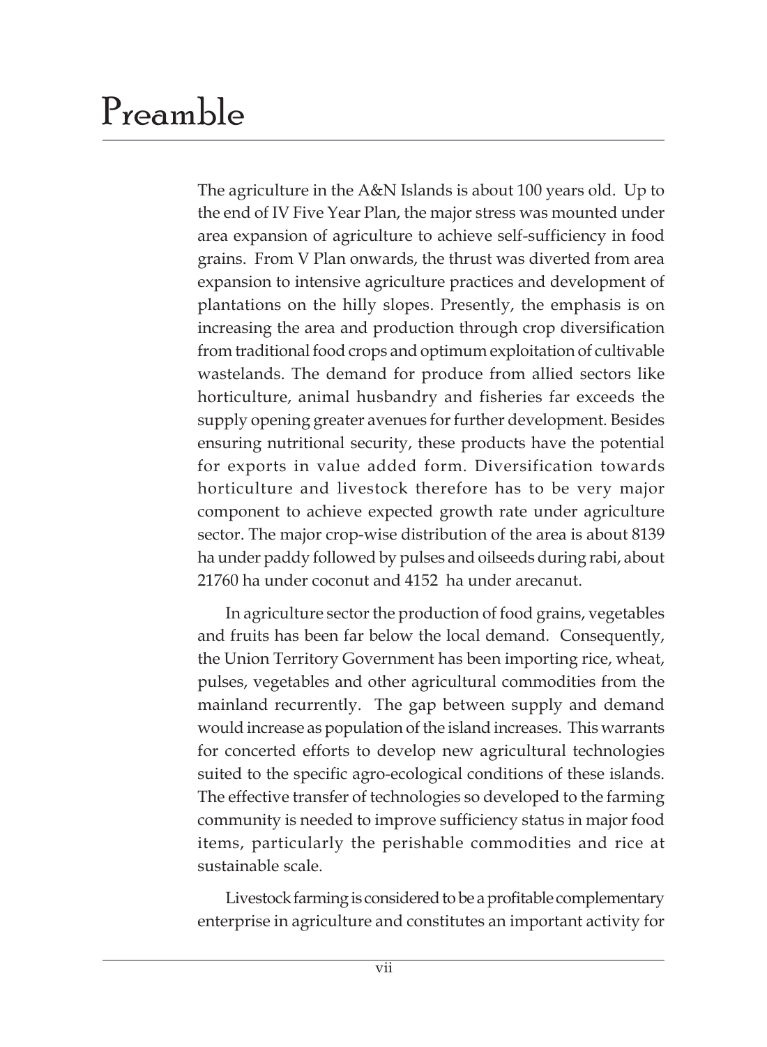# Preamble

The agriculture in the A&N Islands is about 100 years old. Up to the end of IV Five Year Plan, the major stress was mounted under area expansion of agriculture to achieve self-sufficiency in food grains. From V Plan onwards, the thrust was diverted from area expansion to intensive agriculture practices and development of plantations on the hilly slopes. Presently, the emphasis is on increasing the area and production through crop diversification from traditional food crops and optimum exploitation of cultivable wastelands. The demand for produce from allied sectors like horticulture, animal husbandry and fisheries far exceeds the supply opening greater avenues for further development. Besides ensuring nutritional security, these products have the potential for exports in value added form. Diversification towards horticulture and livestock therefore has to be very major component to achieve expected growth rate under agriculture sector. The major crop-wise distribution of the area is about 8139 ha under paddy followed by pulses and oilseeds during rabi, about 21760 ha under coconut and 4152 ha under arecanut.

In agriculture sector the production of food grains, vegetables and fruits has been far below the local demand. Consequently, the Union Territory Government has been importing rice, wheat, pulses, vegetables and other agricultural commodities from the mainland recurrently. The gap between supply and demand would increase as population of the island increases. This warrants for concerted efforts to develop new agricultural technologies suited to the specific agro-ecological conditions of these islands. The effective transfer of technologies so developed to the farming community is needed to improve sufficiency status in major food items, particularly the perishable commodities and rice at sustainable scale.

Livestock farming is considered to be a profitable complementary enterprise in agriculture and constitutes an important activity for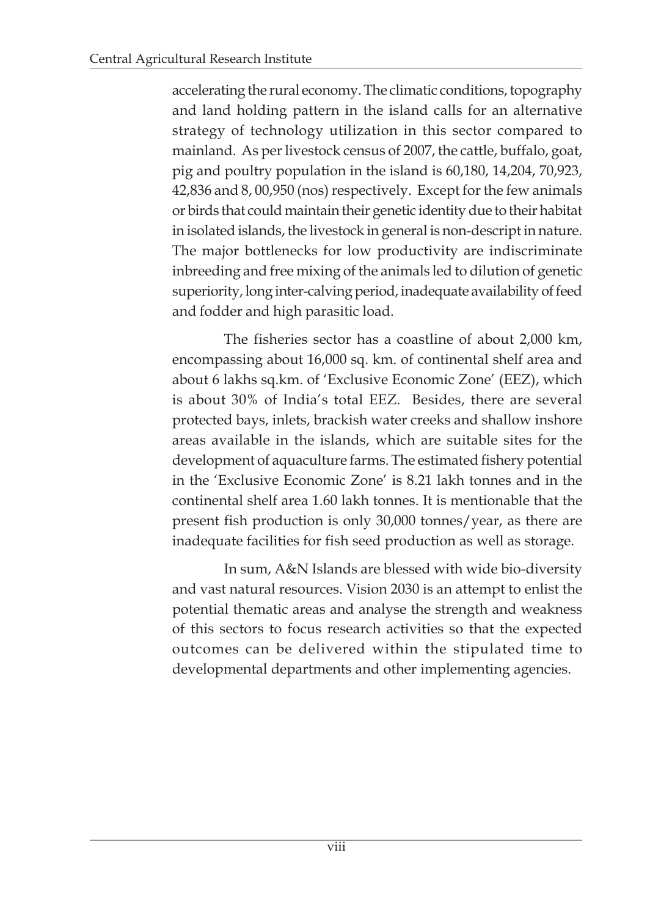accelerating the rural economy. The climatic conditions, topography and land holding pattern in the island calls for an alternative strategy of technology utilization in this sector compared to mainland. As per livestock census of 2007, the cattle, buffalo, goat, pig and poultry population in the island is 60,180, 14,204, 70,923, 42,836 and 8, 00,950 (nos) respectively. Except for the few animals or birds that could maintain their genetic identity due to their habitat in isolated islands, the livestock in general is non-descript in nature. The major bottlenecks for low productivity are indiscriminate inbreeding and free mixing of the animals led to dilution of genetic superiority, long inter-calving period, inadequate availability of feed and fodder and high parasitic load.

The fisheries sector has a coastline of about 2,000 km, encompassing about 16,000 sq. km. of continental shelf area and about 6 lakhs sq.km. of 'Exclusive Economic Zone' (EEZ), which is about 30% of India's total EEZ. Besides, there are several protected bays, inlets, brackish water creeks and shallow inshore areas available in the islands, which are suitable sites for the development of aquaculture farms. The estimated fishery potential in the 'Exclusive Economic Zone' is 8.21 lakh tonnes and in the continental shelf area 1.60 lakh tonnes. It is mentionable that the present fish production is only 30,000 tonnes/year, as there are inadequate facilities for fish seed production as well as storage.

In sum, A&N Islands are blessed with wide bio-diversity and vast natural resources. Vision 2030 is an attempt to enlist the potential thematic areas and analyse the strength and weakness of this sectors to focus research activities so that the expected outcomes can be delivered within the stipulated time to developmental departments and other implementing agencies.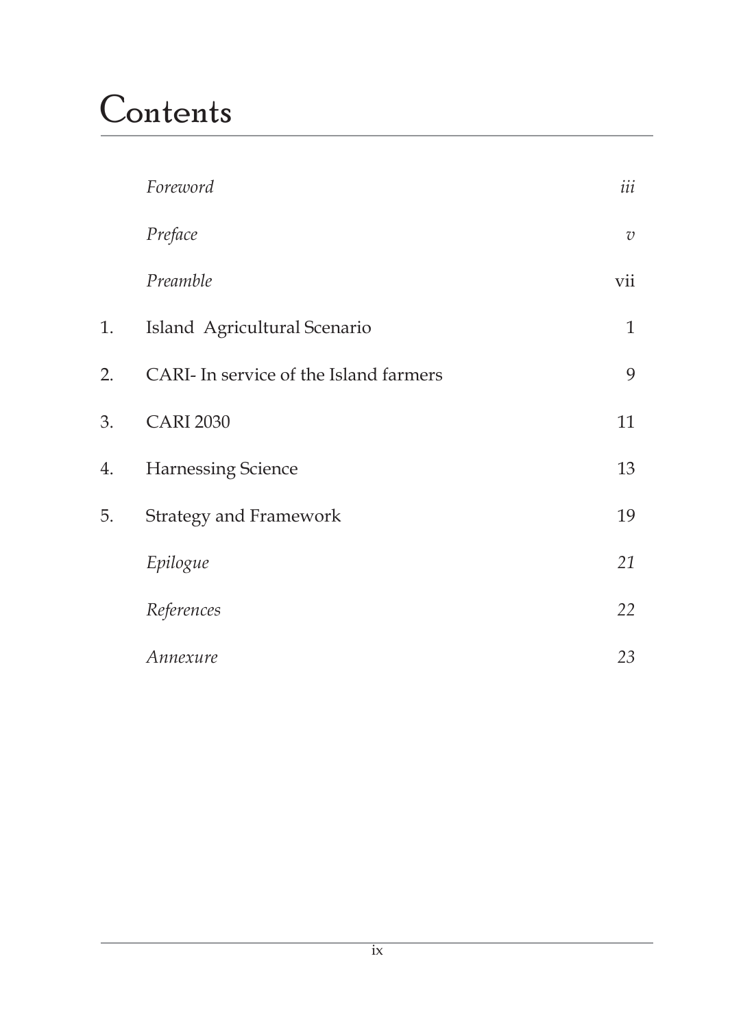# Contents

| | | |
|---|---|---|
| | *Foreword* | *iii* |
| | *Preface* | *v* |
| | *Preamble* | vii |
| 1. | Island Agricultural Scenario | 1 |
| 2. | CARI- In service of the Island farmers | 9 |
| 3. | CARI 2030 | 11 |
| 4. | Harnessing Science | 13 |
| 5. | Strategy and Framework | 19 |
| | *Epilogue* | *21* |
| | *References* | *22* |
| | *Annexure* | *23* |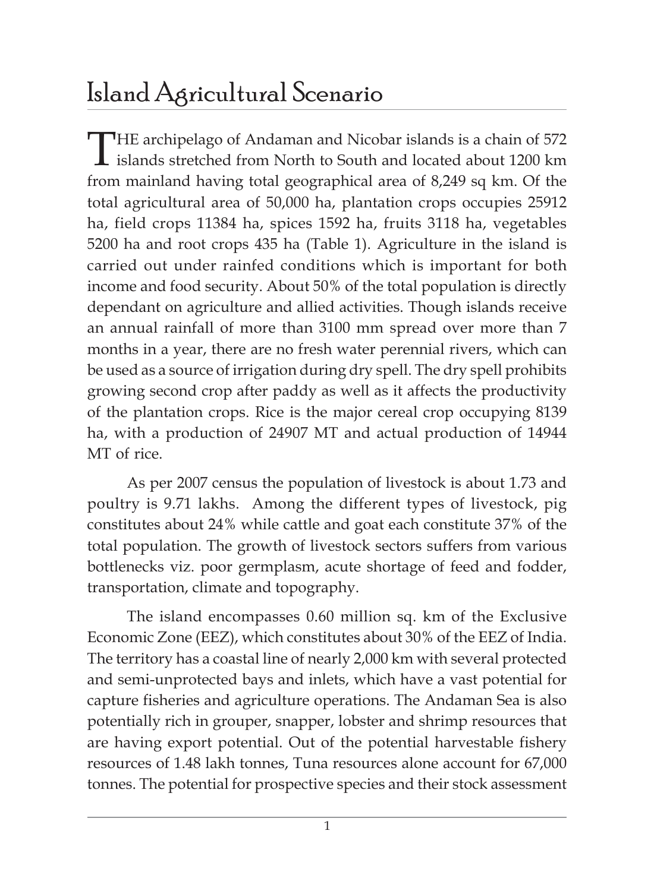# Island Agricultural Scenario

THE archipelago of Andaman and Nicobar islands is a chain of 572 islands stretched from North to South and located about 1200 km from mainland having total geographical area of 8,249 sq km. Of the total agricultural area of 50,000 ha, plantation crops occupies 25912 ha, field crops 11384 ha, spices 1592 ha, fruits 3118 ha, vegetables 5200 ha and root crops 435 ha (Table 1). Agriculture in the island is carried out under rainfed conditions which is important for both income and food security. About 50% of the total population is directly dependant on agriculture and allied activities. Though islands receive an annual rainfall of more than 3100 mm spread over more than 7 months in a year, there are no fresh water perennial rivers, which can be used as a source of irrigation during dry spell. The dry spell prohibits growing second crop after paddy as well as it affects the productivity of the plantation crops. Rice is the major cereal crop occupying 8139 ha, with a production of 24907 MT and actual production of 14944 MT of rice.

As per 2007 census the population of livestock is about 1.73 and poultry is 9.71 lakhs. Among the different types of livestock, pig constitutes about 24% while cattle and goat each constitute 37% of the total population. The growth of livestock sectors suffers from various bottlenecks viz. poor germplasm, acute shortage of feed and fodder, transportation, climate and topography.

The island encompasses 0.60 million sq. km of the Exclusive Economic Zone (EEZ), which constitutes about 30% of the EEZ of India. The territory has a coastal line of nearly 2,000 km with several protected and semi-unprotected bays and inlets, which have a vast potential for capture fisheries and agriculture operations. The Andaman Sea is also potentially rich in grouper, snapper, lobster and shrimp resources that are having export potential. Out of the potential harvestable fishery resources of 1.48 lakh tonnes, Tuna resources alone account for 67,000 tonnes. The potential for prospective species and their stock assessment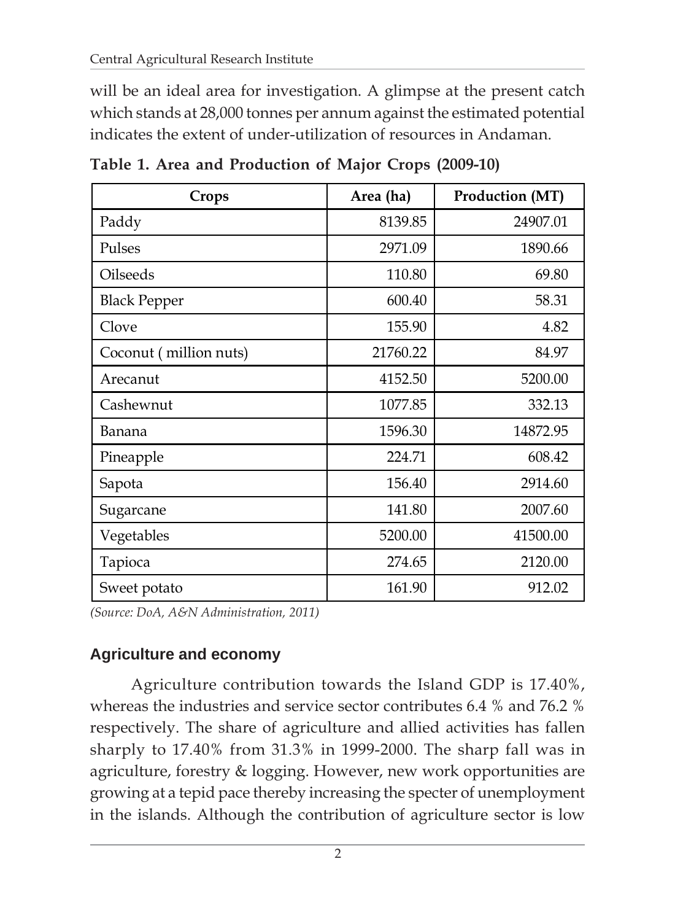will be an ideal area for investigation. A glimpse at the present catch which stands at 28,000 tonnes per annum against the estimated potential indicates the extent of under-utilization of resources in Andaman.

**Table 1. Area and Production of Major Crops (2009-10)**

| Crops | Area (ha) | Production (MT) |
|---|---|---|
| Paddy | 8139.85 | 24907.01 |
| Pulses | 2971.09 | 1890.66 |
| Oilseeds | 110.80 | 69.80 |
| Black Pepper | 600.40 | 58.31 |
| Clove | 155.90 | 4.82 |
| Coconut ( million nuts) | 21760.22 | 84.97 |
| Arecanut | 4152.50 | 5200.00 |
| Cashewnut | 1077.85 | 332.13 |
| Banana | 1596.30 | 14872.95 |
| Pineapple | 224.71 | 608.42 |
| Sapota | 156.40 | 2914.60 |
| Sugarcane | 141.80 | 2007.60 |
| Vegetables | 5200.00 | 41500.00 |
| Tapioca | 274.65 | 2120.00 |
| Sweet potato | 161.90 | 912.02 |

*(Source: DoA, A&N Administration, 2011)*

## Agriculture and economy

Agriculture contribution towards the Island GDP is 17.40%, whereas the industries and service sector contributes 6.4 % and 76.2 % respectively. The share of agriculture and allied activities has fallen sharply to 17.40% from 31.3% in 1999-2000. The sharp fall was in agriculture, forestry & logging. However, new work opportunities are growing at a tepid pace thereby increasing the specter of unemployment in the islands. Although the contribution of agriculture sector is low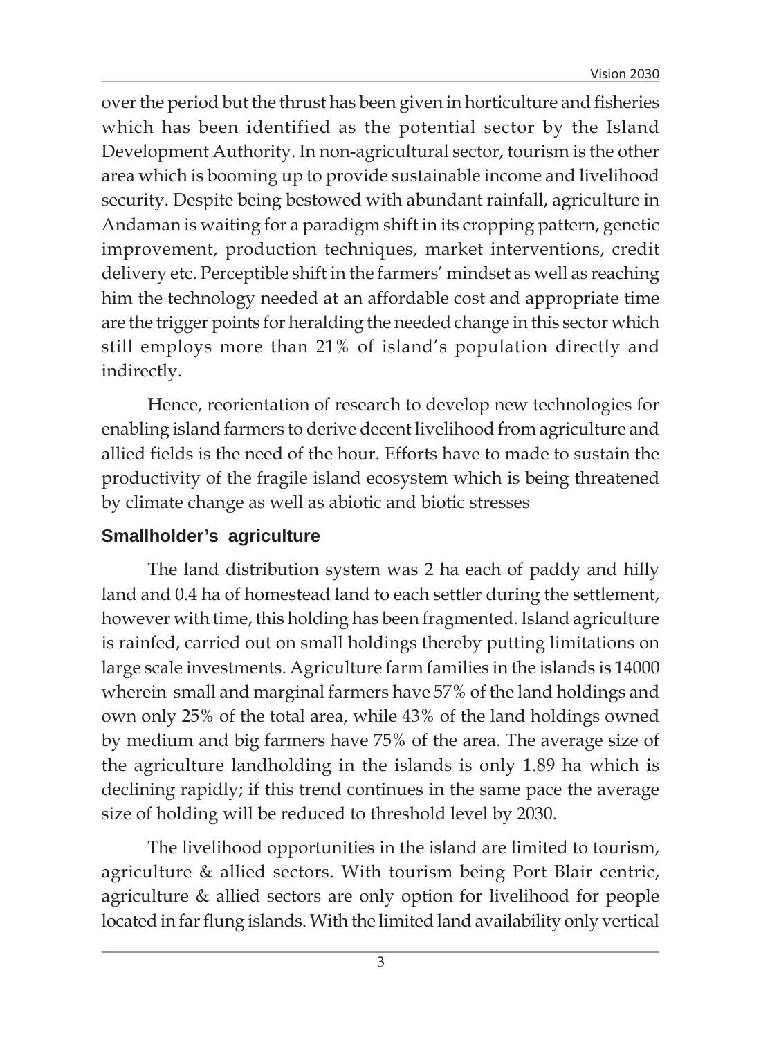over the period but the thrust has been given in horticulture and fisheries which has been identified as the potential sector by the Island Development Authority. In non-agricultural sector, tourism is the other area which is booming up to provide sustainable income and livelihood security. Despite being bestowed with abundant rainfall, agriculture in Andaman is waiting for a paradigm shift in its cropping pattern, genetic improvement, production techniques, market interventions, credit delivery etc. Perceptible shift in the farmers' mindset as well as reaching him the technology needed at an affordable cost and appropriate time are the trigger points for heralding the needed change in this sector which still employs more than 21% of island's population directly and indirectly.

Hence, reorientation of research to develop new technologies for enabling island farmers to derive decent livelihood from agriculture and allied fields is the need of the hour. Efforts have to made to sustain the productivity of the fragile island ecosystem which is being threatened by climate change as well as abiotic and biotic stresses

## Smallholder's agriculture

The land distribution system was 2 ha each of paddy and hilly land and 0.4 ha of homestead land to each settler during the settlement, however with time, this holding has been fragmented. Island agriculture is rainfed, carried out on small holdings thereby putting limitations on large scale investments. Agriculture farm families in the islands is 14000 wherein small and marginal farmers have 57% of the land holdings and own only 25% of the total area, while 43% of the land holdings owned by medium and big farmers have 75% of the area. The average size of the agriculture landholding in the islands is only 1.89 ha which is declining rapidly; if this trend continues in the same pace the average size of holding will be reduced to threshold level by 2030.

The livelihood opportunities in the island are limited to tourism, agriculture & allied sectors. With tourism being Port Blair centric, agriculture & allied sectors are only option for livelihood for people located in far flung islands. With the limited land availability only vertical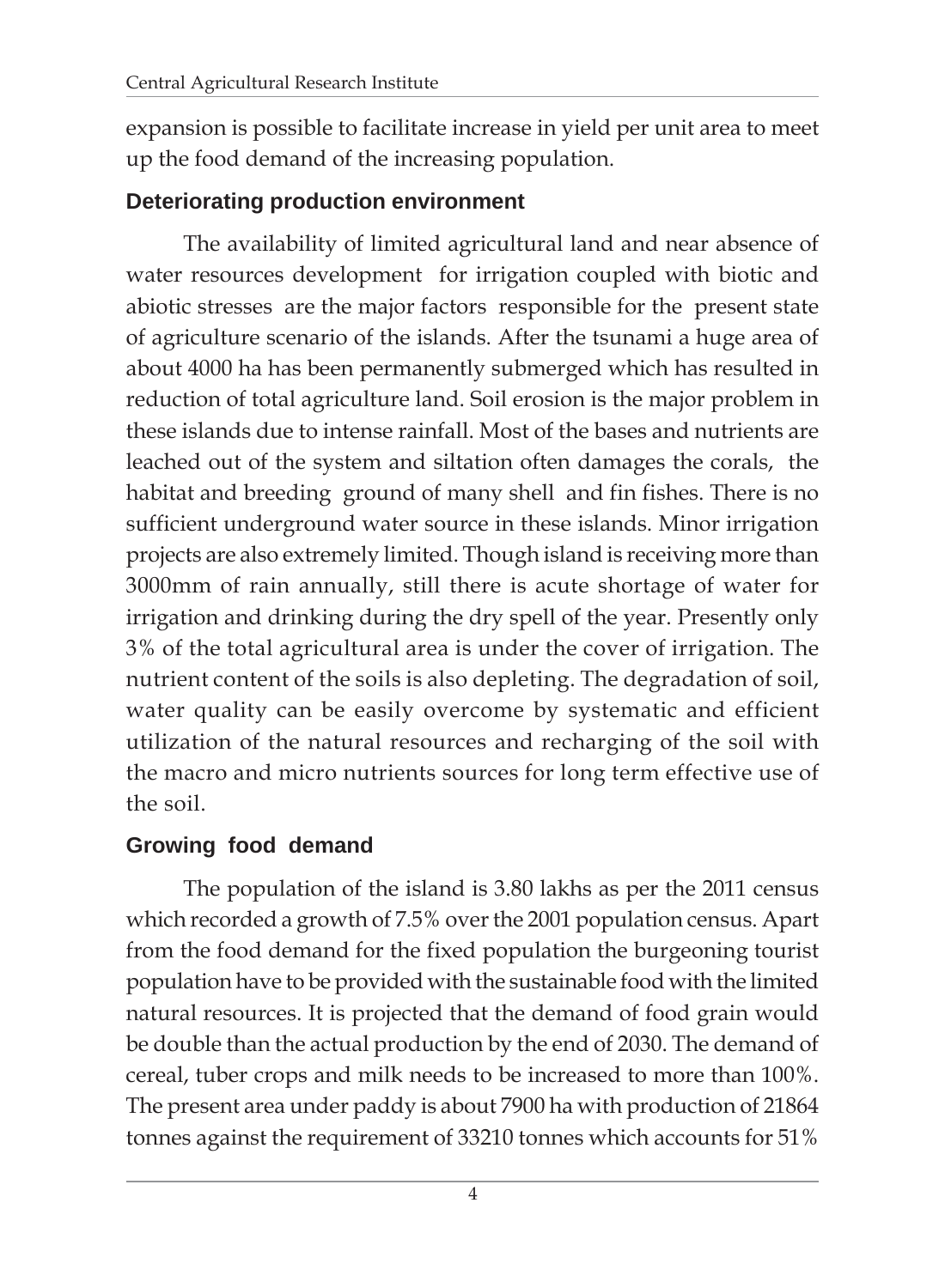expansion is possible to facilitate increase in yield per unit area to meet up the food demand of the increasing population.

## Deteriorating production environment

The availability of limited agricultural land and near absence of water resources development for irrigation coupled with biotic and abiotic stresses are the major factors responsible for the present state of agriculture scenario of the islands. After the tsunami a huge area of about 4000 ha has been permanently submerged which has resulted in reduction of total agriculture land. Soil erosion is the major problem in these islands due to intense rainfall. Most of the bases and nutrients are leached out of the system and siltation often damages the corals, the habitat and breeding ground of many shell and fin fishes. There is no sufficient underground water source in these islands. Minor irrigation projects are also extremely limited. Though island is receiving more than 3000mm of rain annually, still there is acute shortage of water for irrigation and drinking during the dry spell of the year. Presently only 3% of the total agricultural area is under the cover of irrigation. The nutrient content of the soils is also depleting. The degradation of soil, water quality can be easily overcome by systematic and efficient utilization of the natural resources and recharging of the soil with the macro and micro nutrients sources for long term effective use of the soil.

## Growing food demand

The population of the island is 3.80 lakhs as per the 2011 census which recorded a growth of 7.5% over the 2001 population census. Apart from the food demand for the fixed population the burgeoning tourist population have to be provided with the sustainable food with the limited natural resources. It is projected that the demand of food grain would be double than the actual production by the end of 2030. The demand of cereal, tuber crops and milk needs to be increased to more than 100%. The present area under paddy is about 7900 ha with production of 21864 tonnes against the requirement of 33210 tonnes which accounts for 51%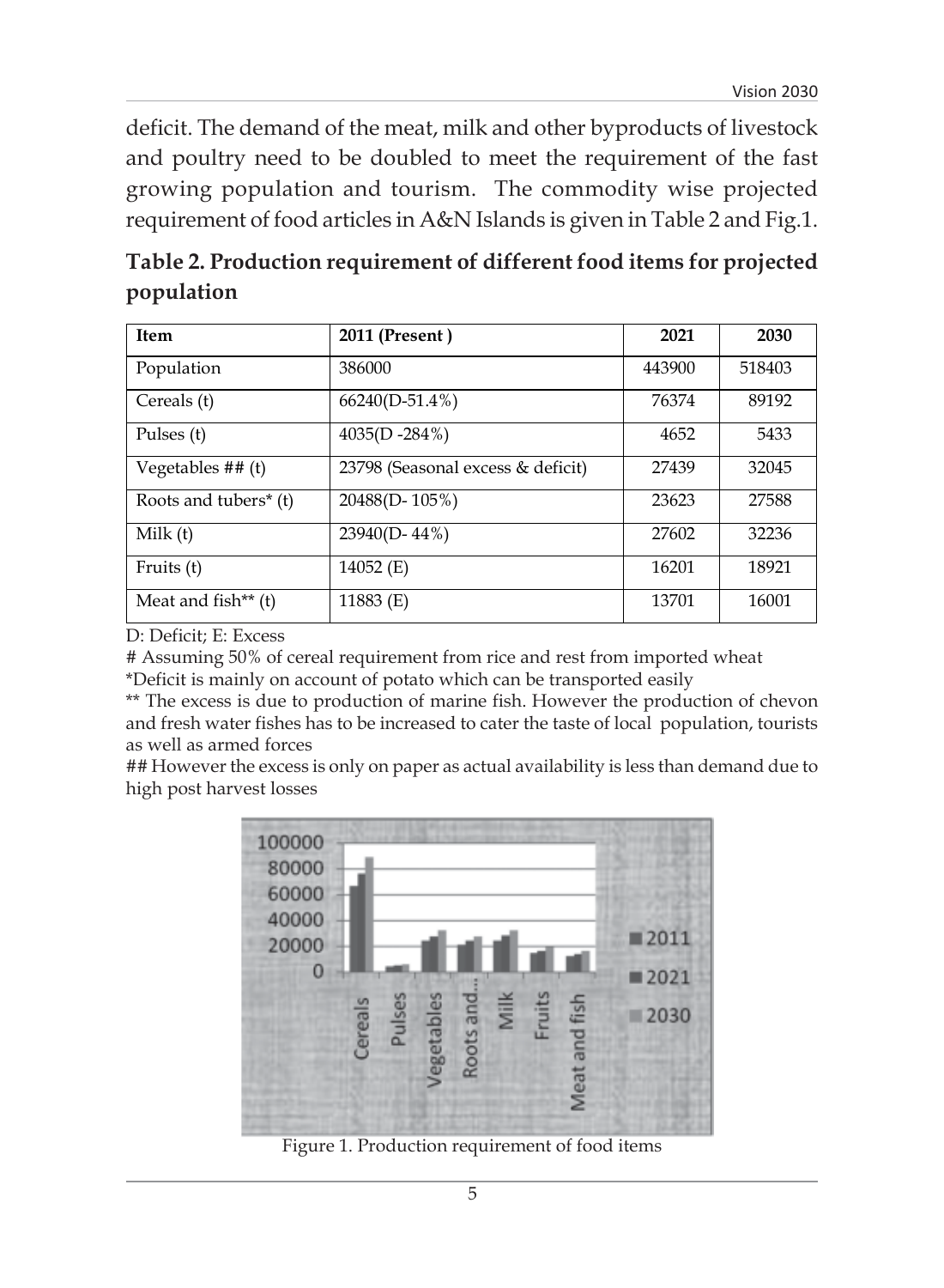deficit. The demand of the meat, milk and other byproducts of livestock and poultry need to be doubled to meet the requirement of the fast growing population and tourism. The commodity wise projected requirement of food articles in A&N Islands is given in Table 2 and Fig.1.

**Table 2. Production requirement of different food items for projected population**

| Item | 2011 (Present ) | 2021 | 2030 |
|---|---|---|---|
| Population | 386000 | 443900 | 518403 |
| Cereals (t) | 66240(D-51.4%) | 76374 | 89192 |
| Pulses (t) | 4035(D -284%) | 4652 | 5433 |
| Vegetables ## (t) | 23798 (Seasonal excess & deficit) | 27439 | 32045 |
| Roots and tubers* (t) | 20488(D- 105%) | 23623 | 27588 |
| Milk (t) | 23940(D- 44%) | 27602 | 32236 |
| Fruits (t) | 14052 (E) | 16201 | 18921 |
| Meat and fish** (t) | 11883 (E) | 13701 | 16001 |

D: Deficit; E: Excess

# Assuming 50% of cereal requirement from rice and rest from imported wheat

*Deficit is mainly on account of potato which can be transported easily

** The excess is due to production of marine fish. However the production of chevon and fresh water fishes has to be increased to cater the taste of local population, tourists as well as armed forces

## However the excess is only on paper as actual availability is less than demand due to high post harvest losses

Figure 1. Production requirement of food items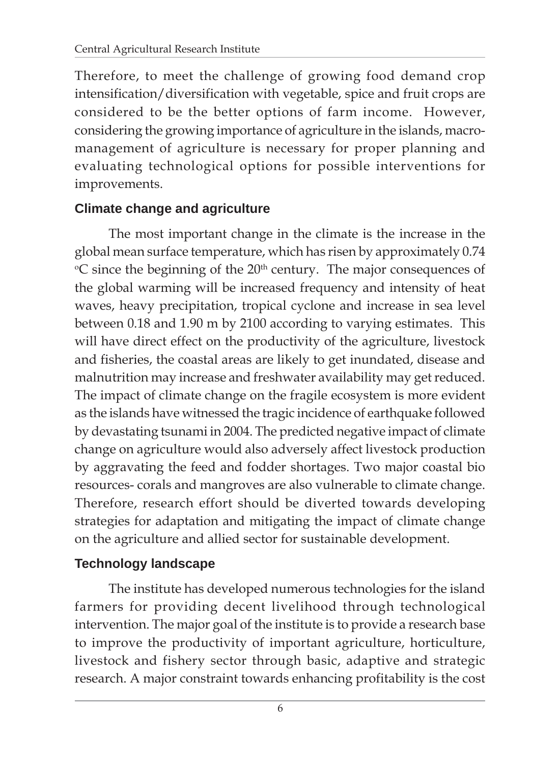Therefore, to meet the challenge of growing food demand crop intensification/diversification with vegetable, spice and fruit crops are considered to be the better options of farm income. However, considering the growing importance of agriculture in the islands, macro-management of agriculture is necessary for proper planning and evaluating technological options for possible interventions for improvements.

## Climate change and agriculture

The most important change in the climate is the increase in the global mean surface temperature, which has risen by approximately 0.74 $^{o}$C since the beginning of the 20$^{th}$ century. The major consequences of the global warming will be increased frequency and intensity of heat waves, heavy precipitation, tropical cyclone and increase in sea level between 0.18 and 1.90 m by 2100 according to varying estimates. This will have direct effect on the productivity of the agriculture, livestock and fisheries, the coastal areas are likely to get inundated, disease and malnutrition may increase and freshwater availability may get reduced. The impact of climate change on the fragile ecosystem is more evident as the islands have witnessed the tragic incidence of earthquake followed by devastating tsunami in 2004. The predicted negative impact of climate change on agriculture would also adversely affect livestock production by aggravating the feed and fodder shortages. Two major coastal bio resources- corals and mangroves are also vulnerable to climate change. Therefore, research effort should be diverted towards developing strategies for adaptation and mitigating the impact of climate change on the agriculture and allied sector for sustainable development.

## Technology landscape

The institute has developed numerous technologies for the island farmers for providing decent livelihood through technological intervention. The major goal of the institute is to provide a research base to improve the productivity of important agriculture, horticulture, livestock and fishery sector through basic, adaptive and strategic research. A major constraint towards enhancing profitability is the cost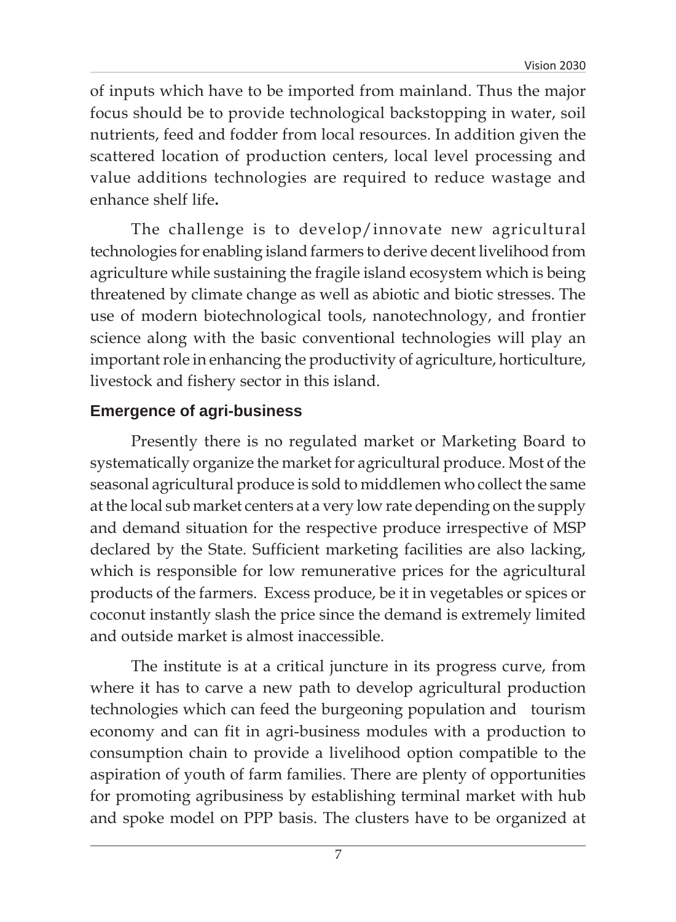of inputs which have to be imported from mainland. Thus the major focus should be to provide technological backstopping in water, soil nutrients, feed and fodder from local resources. In addition given the scattered location of production centers, local level processing and value additions technologies are required to reduce wastage and enhance shelf life**.**

The challenge is to develop/innovate new agricultural technologies for enabling island farmers to derive decent livelihood from agriculture while sustaining the fragile island ecosystem which is being threatened by climate change as well as abiotic and biotic stresses. The use of modern biotechnological tools, nanotechnology, and frontier science along with the basic conventional technologies will play an important role in enhancing the productivity of agriculture, horticulture, livestock and fishery sector in this island.

## Emergence of agri-business

Presently there is no regulated market or Marketing Board to systematically organize the market for agricultural produce. Most of the seasonal agricultural produce is sold to middlemen who collect the same at the local sub market centers at a very low rate depending on the supply and demand situation for the respective produce irrespective of MSP declared by the State. Sufficient marketing facilities are also lacking, which is responsible for low remunerative prices for the agricultural products of the farmers. Excess produce, be it in vegetables or spices or coconut instantly slash the price since the demand is extremely limited and outside market is almost inaccessible.

The institute is at a critical juncture in its progress curve, from where it has to carve a new path to develop agricultural production technologies which can feed the burgeoning population and tourism economy and can fit in agri-business modules with a production to consumption chain to provide a livelihood option compatible to the aspiration of youth of farm families. There are plenty of opportunities for promoting agribusiness by establishing terminal market with hub and spoke model on PPP basis. The clusters have to be organized at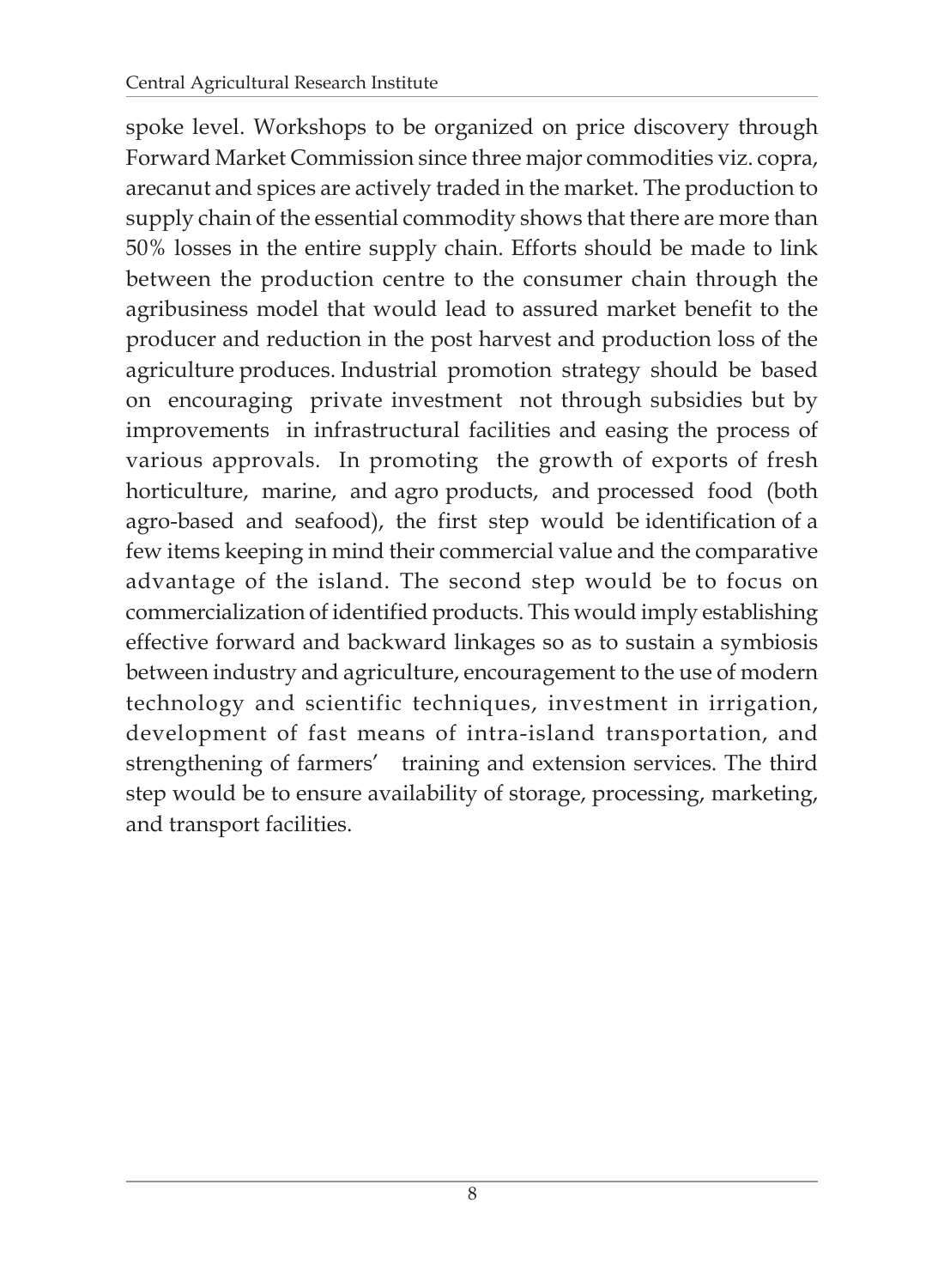spoke level. Workshops to be organized on price discovery through Forward Market Commission since three major commodities viz. copra, arecanut and spices are actively traded in the market. The production to supply chain of the essential commodity shows that there are more than 50% losses in the entire supply chain. Efforts should be made to link between the production centre to the consumer chain through the agribusiness model that would lead to assured market benefit to the producer and reduction in the post harvest and production loss of the agriculture produces. Industrial promotion strategy should be based on encouraging private investment not through subsidies but by improvements in infrastructural facilities and easing the process of various approvals. In promoting the growth of exports of fresh horticulture, marine, and agro products, and processed food (both agro-based and seafood), the first step would be identification of a few items keeping in mind their commercial value and the comparative advantage of the island. The second step would be to focus on commercialization of identified products. This would imply establishing effective forward and backward linkages so as to sustain a symbiosis between industry and agriculture, encouragement to the use of modern technology and scientific techniques, investment in irrigation, development of fast means of intra-island transportation, and strengthening of farmers' training and extension services. The third step would be to ensure availability of storage, processing, marketing, and transport facilities.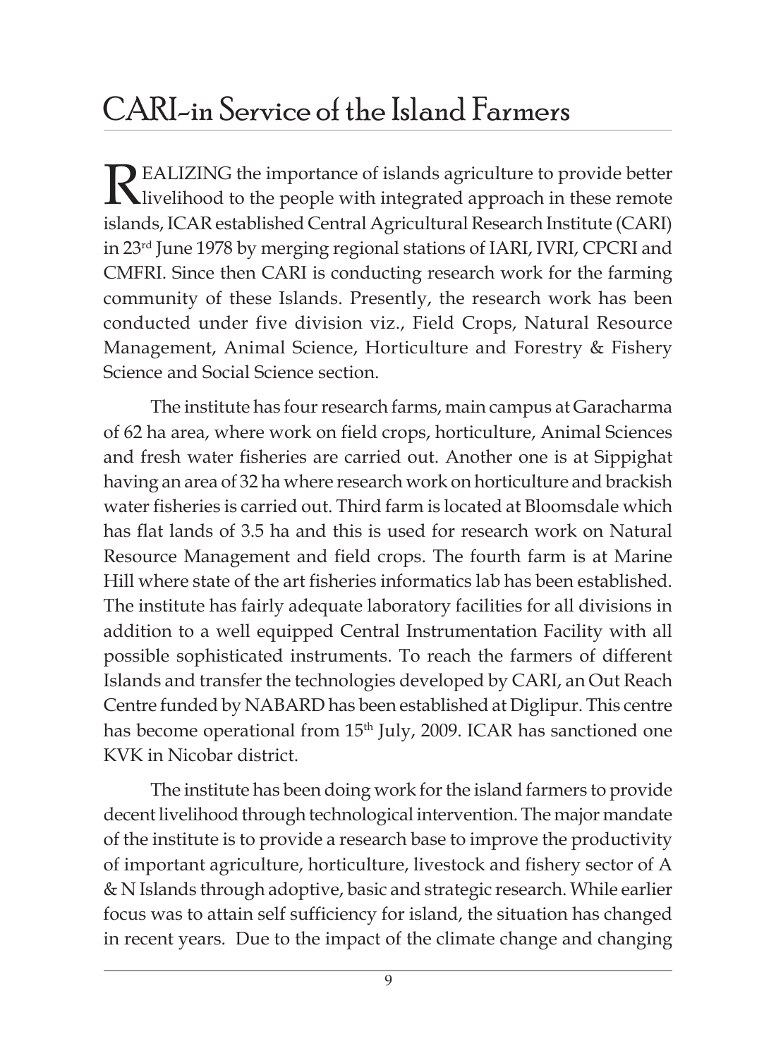# CARI-in Service of the Island Farmers

REALIZING the importance of islands agriculture to provide better livelihood to the people with integrated approach in these remote islands, ICAR established Central Agricultural Research Institute (CARI) in 23rd June 1978 by merging regional stations of IARI, IVRI, CPCRI and CMFRI. Since then CARI is conducting research work for the farming community of these Islands. Presently, the research work has been conducted under five division viz., Field Crops, Natural Resource Management, Animal Science, Horticulture and Forestry & Fishery Science and Social Science section.

The institute has four research farms, main campus at Garacharma of 62 ha area, where work on field crops, horticulture, Animal Sciences and fresh water fisheries are carried out. Another one is at Sippighat having an area of 32 ha where research work on horticulture and brackish water fisheries is carried out. Third farm is located at Bloomsdale which has flat lands of 3.5 ha and this is used for research work on Natural Resource Management and field crops. The fourth farm is at Marine Hill where state of the art fisheries informatics lab has been established. The institute has fairly adequate laboratory facilities for all divisions in addition to a well equipped Central Instrumentation Facility with all possible sophisticated instruments. To reach the farmers of different Islands and transfer the technologies developed by CARI, an Out Reach Centre funded by NABARD has been established at Diglipur. This centre has become operational from 15th July, 2009. ICAR has sanctioned one KVK in Nicobar district.

The institute has been doing work for the island farmers to provide decent livelihood through technological intervention. The major mandate of the institute is to provide a research base to improve the productivity of important agriculture, horticulture, livestock and fishery sector of A & N Islands through adoptive, basic and strategic research. While earlier focus was to attain self sufficiency for island, the situation has changed in recent years. Due to the impact of the climate change and changing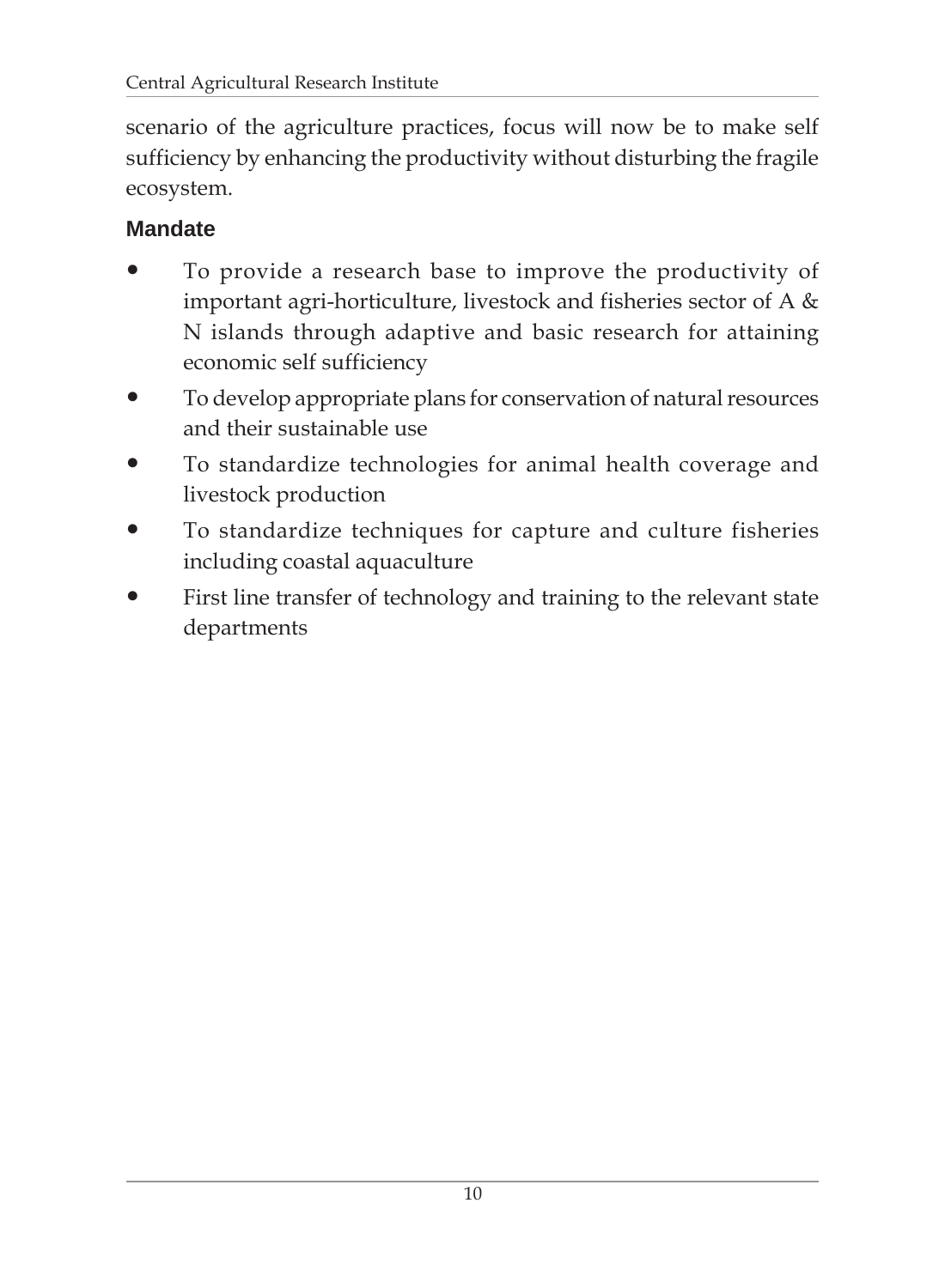scenario of the agriculture practices, focus will now be to make self sufficiency by enhancing the productivity without disturbing the fragile ecosystem.

## Mandate

- To provide a research base to improve the productivity of important agri-horticulture, livestock and fisheries sector of A & N islands through adaptive and basic research for attaining economic self sufficiency
- To develop appropriate plans for conservation of natural resources and their sustainable use
- To standardize technologies for animal health coverage and livestock production
- To standardize techniques for capture and culture fisheries including coastal aquaculture
- First line transfer of technology and training to the relevant state departments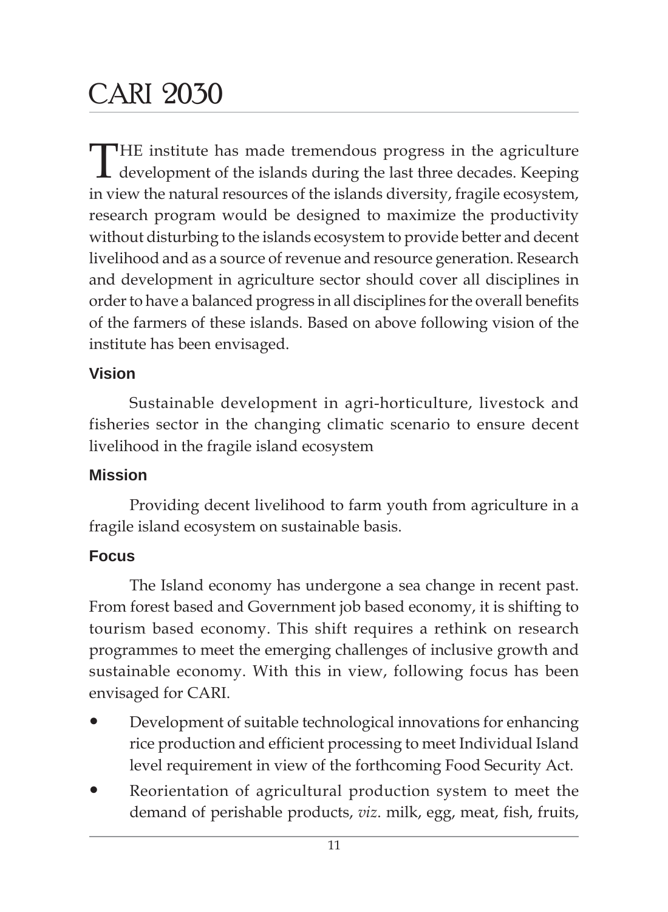# CARI 2030

THE institute has made tremendous progress in the agriculture development of the islands during the last three decades. Keeping in view the natural resources of the islands diversity, fragile ecosystem, research program would be designed to maximize the productivity without disturbing to the islands ecosystem to provide better and decent livelihood and as a source of revenue and resource generation. Research and development in agriculture sector should cover all disciplines in order to have a balanced progress in all disciplines for the overall benefits of the farmers of these islands. Based on above following vision of the institute has been envisaged.

### Vision

Sustainable development in agri-horticulture, livestock and fisheries sector in the changing climatic scenario to ensure decent livelihood in the fragile island ecosystem

### Mission

Providing decent livelihood to farm youth from agriculture in a fragile island ecosystem on sustainable basis.

### Focus

The Island economy has undergone a sea change in recent past. From forest based and Government job based economy, it is shifting to tourism based economy. This shift requires a rethink on research programmes to meet the emerging challenges of inclusive growth and sustainable economy. With this in view, following focus has been envisaged for CARI.

- Development of suitable technological innovations for enhancing rice production and efficient processing to meet Individual Island level requirement in view of the forthcoming Food Security Act.
- Reorientation of agricultural production system to meet the demand of perishable products, *viz*. milk, egg, meat, fish, fruits,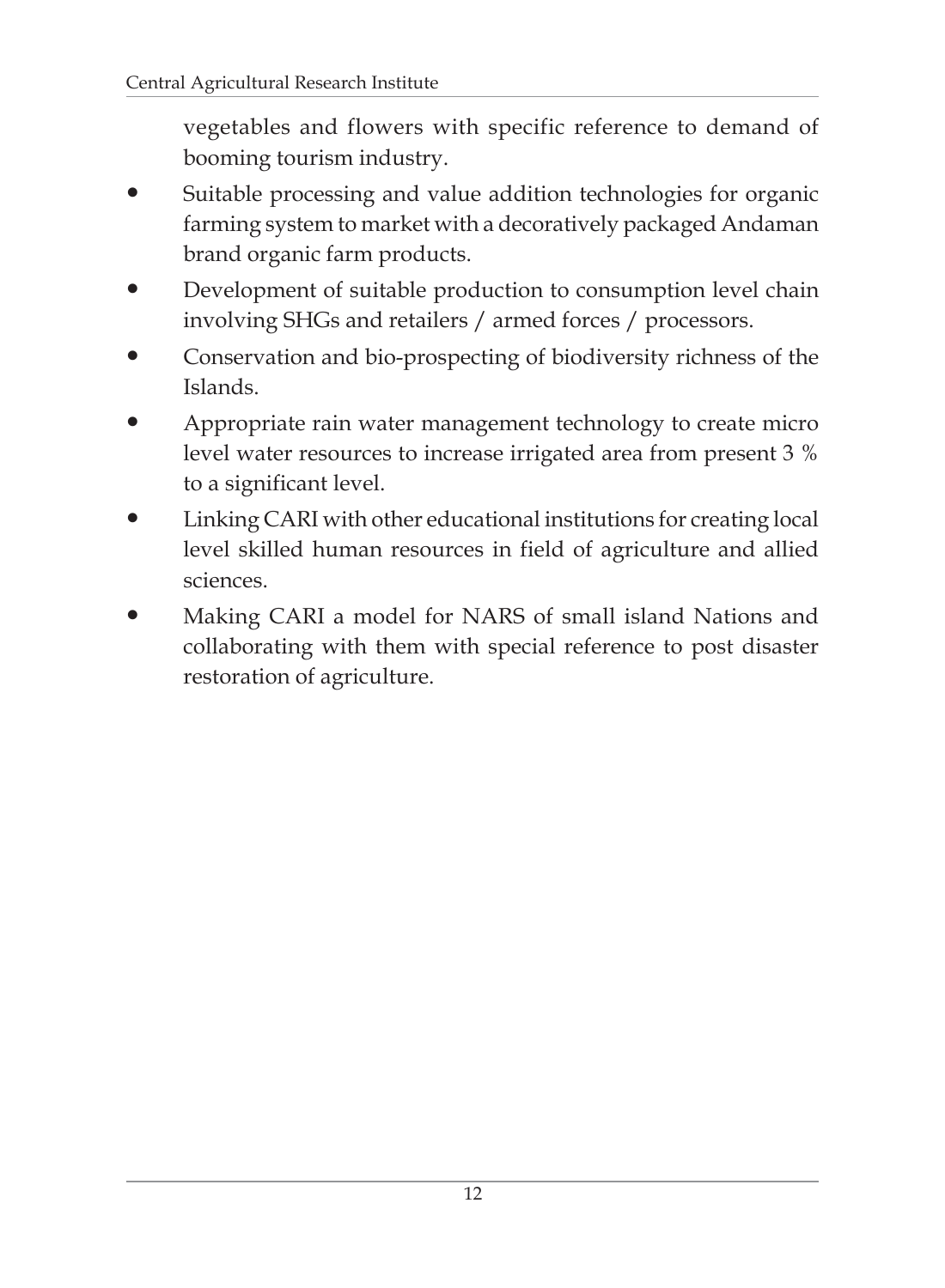vegetables and flowers with specific reference to demand of booming tourism industry.

- Suitable processing and value addition technologies for organic farming system to market with a decoratively packaged Andaman brand organic farm products.
- Development of suitable production to consumption level chain involving SHGs and retailers / armed forces / processors.
- Conservation and bio-prospecting of biodiversity richness of the Islands.
- Appropriate rain water management technology to create micro level water resources to increase irrigated area from present 3 % to a significant level.
- Linking CARI with other educational institutions for creating local level skilled human resources in field of agriculture and allied sciences.
- Making CARI a model for NARS of small island Nations and collaborating with them with special reference to post disaster restoration of agriculture.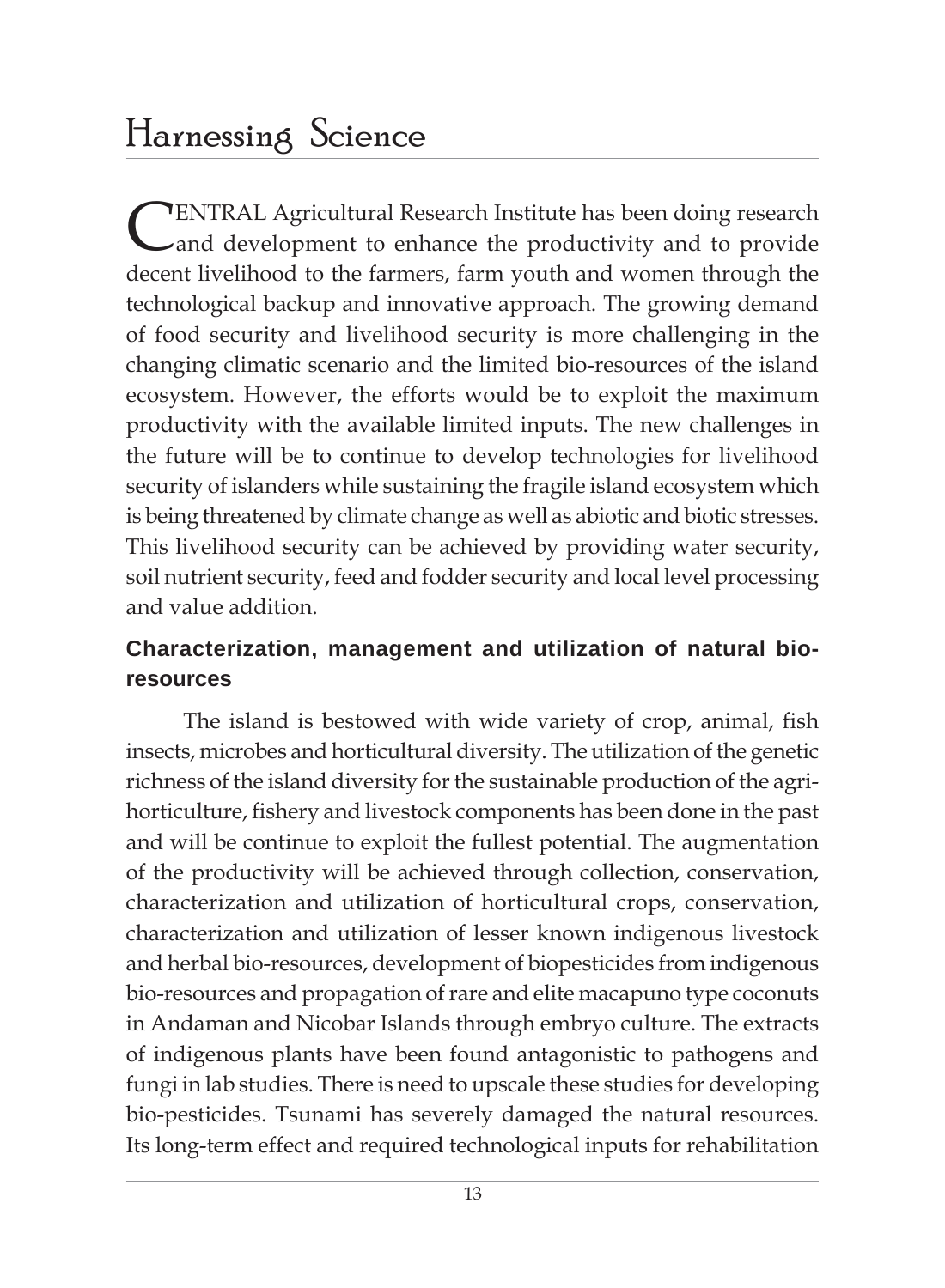# Harnessing Science

CENTRAL Agricultural Research Institute has been doing research and development to enhance the productivity and to provide decent livelihood to the farmers, farm youth and women through the technological backup and innovative approach. The growing demand of food security and livelihood security is more challenging in the changing climatic scenario and the limited bio-resources of the island ecosystem. However, the efforts would be to exploit the maximum productivity with the available limited inputs. The new challenges in the future will be to continue to develop technologies for livelihood security of islanders while sustaining the fragile island ecosystem which is being threatened by climate change as well as abiotic and biotic stresses. This livelihood security can be achieved by providing water security, soil nutrient security, feed and fodder security and local level processing and value addition.

## Characterization, management and utilization of natural bio-resources

The island is bestowed with wide variety of crop, animal, fish insects, microbes and horticultural diversity. The utilization of the genetic richness of the island diversity for the sustainable production of the agri-horticulture, fishery and livestock components has been done in the past and will be continue to exploit the fullest potential. The augmentation of the productivity will be achieved through collection, conservation, characterization and utilization of horticultural crops, conservation, characterization and utilization of lesser known indigenous livestock and herbal bio-resources, development of biopesticides from indigenous bio-resources and propagation of rare and elite macapuno type coconuts in Andaman and Nicobar Islands through embryo culture. The extracts of indigenous plants have been found antagonistic to pathogens and fungi in lab studies. There is need to upscale these studies for developing bio-pesticides. Tsunami has severely damaged the natural resources. Its long-term effect and required technological inputs for rehabilitation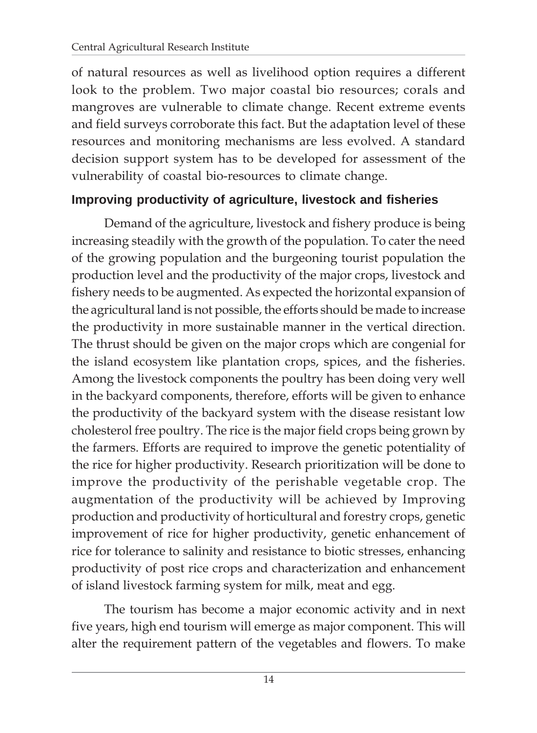of natural resources as well as livelihood option requires a different look to the problem. Two major coastal bio resources; corals and mangroves are vulnerable to climate change. Recent extreme events and field surveys corroborate this fact. But the adaptation level of these resources and monitoring mechanisms are less evolved. A standard decision support system has to be developed for assessment of the vulnerability of coastal bio-resources to climate change.

### Improving productivity of agriculture, livestock and fisheries

Demand of the agriculture, livestock and fishery produce is being increasing steadily with the growth of the population. To cater the need of the growing population and the burgeoning tourist population the production level and the productivity of the major crops, livestock and fishery needs to be augmented. As expected the horizontal expansion of the agricultural land is not possible, the efforts should be made to increase the productivity in more sustainable manner in the vertical direction. The thrust should be given on the major crops which are congenial for the island ecosystem like plantation crops, spices, and the fisheries. Among the livestock components the poultry has been doing very well in the backyard components, therefore, efforts will be given to enhance the productivity of the backyard system with the disease resistant low cholesterol free poultry. The rice is the major field crops being grown by the farmers. Efforts are required to improve the genetic potentiality of the rice for higher productivity. Research prioritization will be done to improve the productivity of the perishable vegetable crop. The augmentation of the productivity will be achieved by Improving production and productivity of horticultural and forestry crops, genetic improvement of rice for higher productivity, genetic enhancement of rice for tolerance to salinity and resistance to biotic stresses, enhancing productivity of post rice crops and characterization and enhancement of island livestock farming system for milk, meat and egg.

The tourism has become a major economic activity and in next five years, high end tourism will emerge as major component. This will alter the requirement pattern of the vegetables and flowers. To make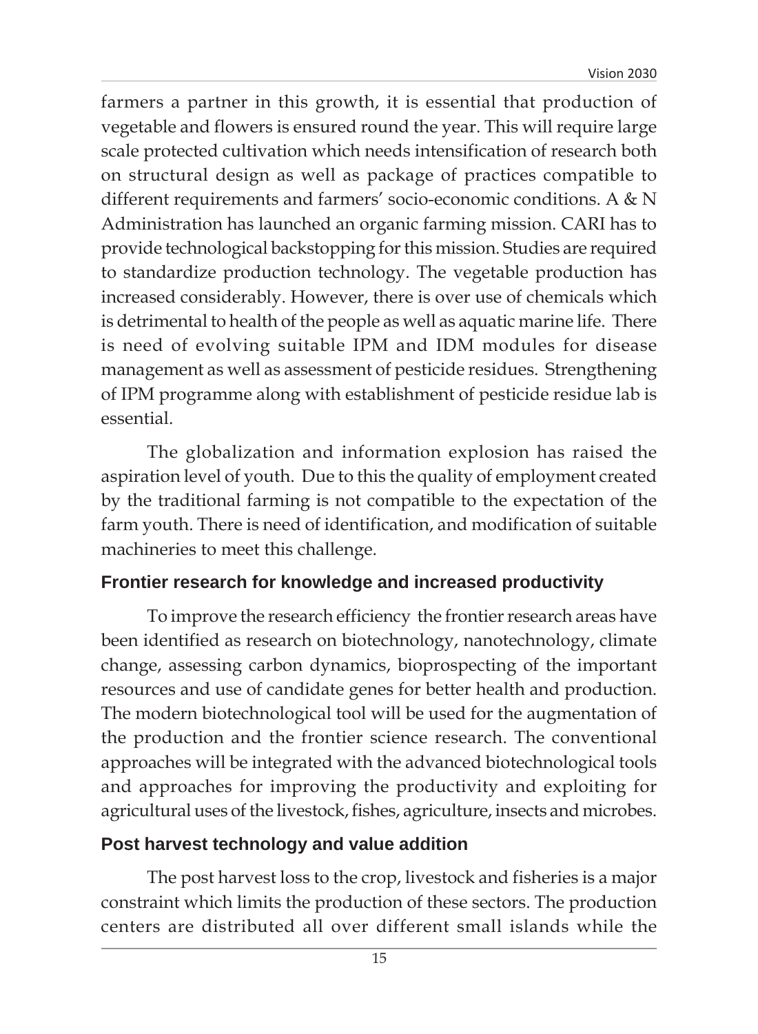farmers a partner in this growth, it is essential that production of vegetable and flowers is ensured round the year. This will require large scale protected cultivation which needs intensification of research both on structural design as well as package of practices compatible to different requirements and farmers' socio-economic conditions. A & N Administration has launched an organic farming mission. CARI has to provide technological backstopping for this mission. Studies are required to standardize production technology. The vegetable production has increased considerably. However, there is over use of chemicals which is detrimental to health of the people as well as aquatic marine life. There is need of evolving suitable IPM and IDM modules for disease management as well as assessment of pesticide residues. Strengthening of IPM programme along with establishment of pesticide residue lab is essential.

The globalization and information explosion has raised the aspiration level of youth. Due to this the quality of employment created by the traditional farming is not compatible to the expectation of the farm youth. There is need of identification, and modification of suitable machineries to meet this challenge.

## Frontier research for knowledge and increased productivity

To improve the research efficiency the frontier research areas have been identified as research on biotechnology, nanotechnology, climate change, assessing carbon dynamics, bioprospecting of the important resources and use of candidate genes for better health and production. The modern biotechnological tool will be used for the augmentation of the production and the frontier science research. The conventional approaches will be integrated with the advanced biotechnological tools and approaches for improving the productivity and exploiting for agricultural uses of the livestock, fishes, agriculture, insects and microbes.

## Post harvest technology and value addition

The post harvest loss to the crop, livestock and fisheries is a major constraint which limits the production of these sectors. The production centers are distributed all over different small islands while the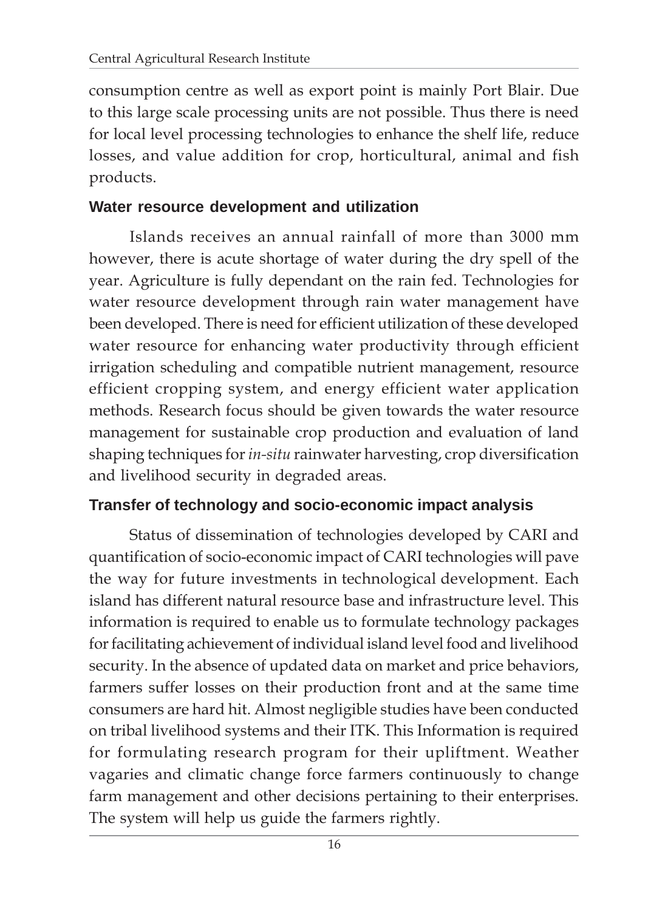consumption centre as well as export point is mainly Port Blair. Due to this large scale processing units are not possible. Thus there is need for local level processing technologies to enhance the shelf life, reduce losses, and value addition for crop, horticultural, animal and fish products.

### Water resource development and utilization

Islands receives an annual rainfall of more than 3000 mm however, there is acute shortage of water during the dry spell of the year. Agriculture is fully dependant on the rain fed. Technologies for water resource development through rain water management have been developed. There is need for efficient utilization of these developed water resource for enhancing water productivity through efficient irrigation scheduling and compatible nutrient management, resource efficient cropping system, and energy efficient water application methods. Research focus should be given towards the water resource management for sustainable crop production and evaluation of land shaping techniques for *in-situ* rainwater harvesting, crop diversification and livelihood security in degraded areas.

### Transfer of technology and socio-economic impact analysis

Status of dissemination of technologies developed by CARI and quantification of socio-economic impact of CARI technologies will pave the way for future investments in technological development. Each island has different natural resource base and infrastructure level. This information is required to enable us to formulate technology packages for facilitating achievement of individual island level food and livelihood security. In the absence of updated data on market and price behaviors, farmers suffer losses on their production front and at the same time consumers are hard hit. Almost negligible studies have been conducted on tribal livelihood systems and their ITK. This Information is required for formulating research program for their upliftment. Weather vagaries and climatic change force farmers continuously to change farm management and other decisions pertaining to their enterprises. The system will help us guide the farmers rightly.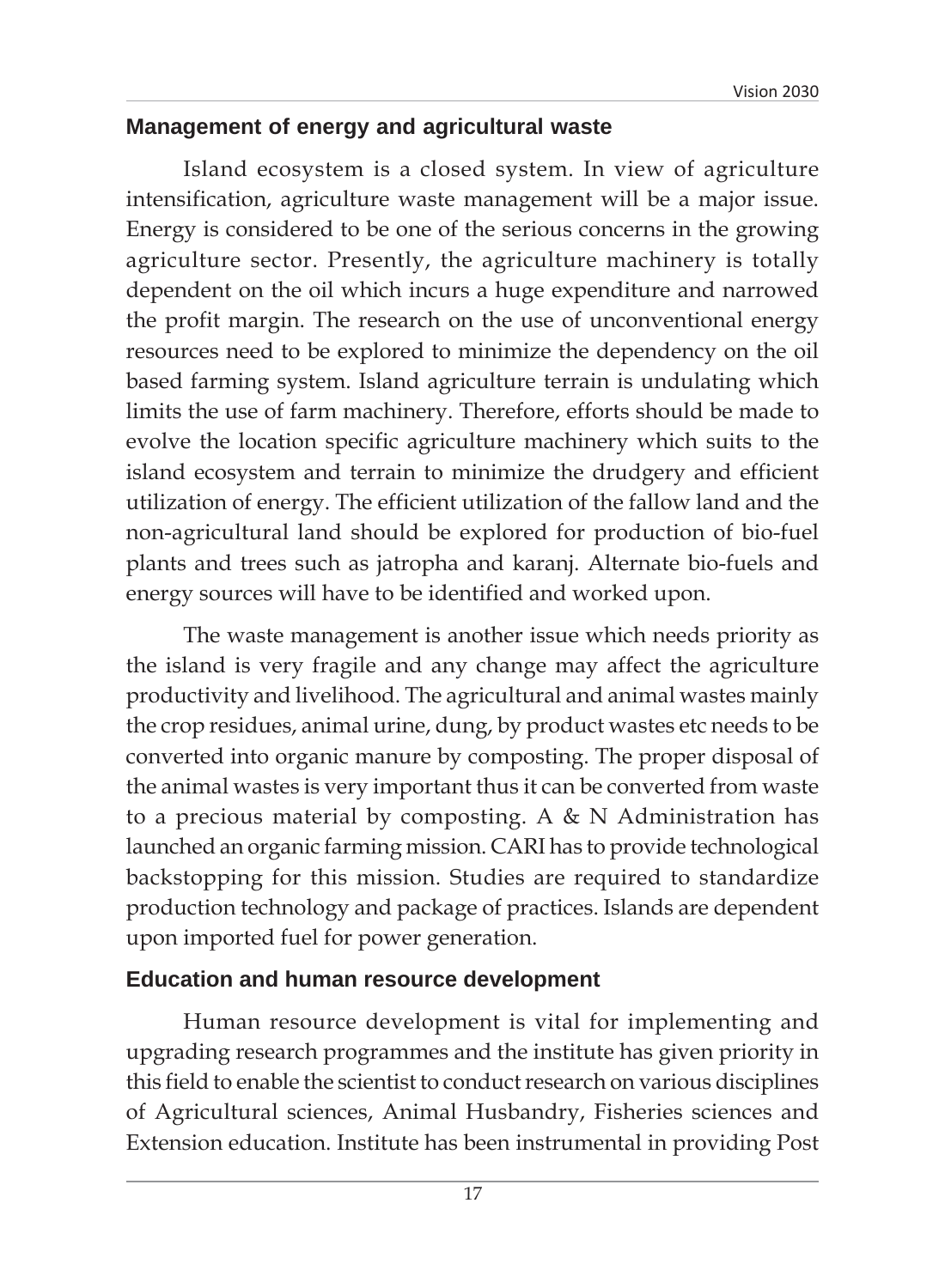## Management of energy and agricultural waste

Island ecosystem is a closed system. In view of agriculture intensification, agriculture waste management will be a major issue. Energy is considered to be one of the serious concerns in the growing agriculture sector. Presently, the agriculture machinery is totally dependent on the oil which incurs a huge expenditure and narrowed the profit margin. The research on the use of unconventional energy resources need to be explored to minimize the dependency on the oil based farming system. Island agriculture terrain is undulating which limits the use of farm machinery. Therefore, efforts should be made to evolve the location specific agriculture machinery which suits to the island ecosystem and terrain to minimize the drudgery and efficient utilization of energy. The efficient utilization of the fallow land and the non-agricultural land should be explored for production of bio-fuel plants and trees such as jatropha and karanj. Alternate bio-fuels and energy sources will have to be identified and worked upon.

The waste management is another issue which needs priority as the island is very fragile and any change may affect the agriculture productivity and livelihood. The agricultural and animal wastes mainly the crop residues, animal urine, dung, by product wastes etc needs to be converted into organic manure by composting. The proper disposal of the animal wastes is very important thus it can be converted from waste to a precious material by composting. A & N Administration has launched an organic farming mission. CARI has to provide technological backstopping for this mission. Studies are required to standardize production technology and package of practices. Islands are dependent upon imported fuel for power generation.

## Education and human resource development

Human resource development is vital for implementing and upgrading research programmes and the institute has given priority in this field to enable the scientist to conduct research on various disciplines of Agricultural sciences, Animal Husbandry, Fisheries sciences and Extension education. Institute has been instrumental in providing Post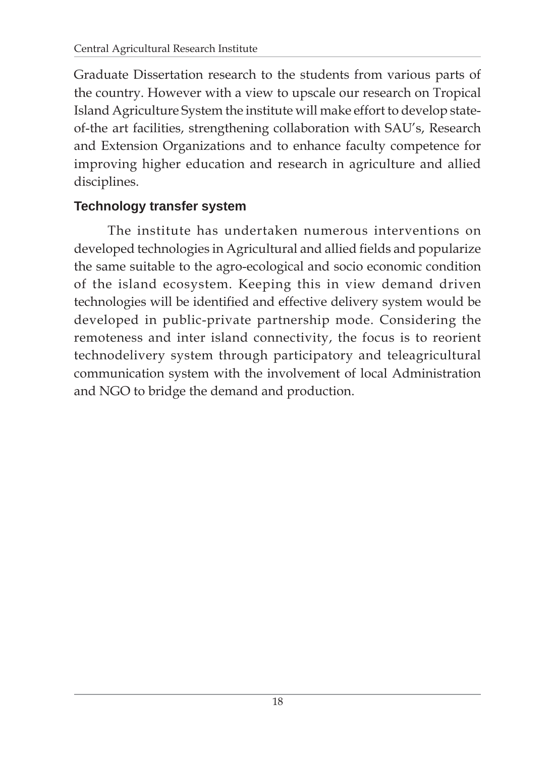Graduate Dissertation research to the students from various parts of the country. However with a view to upscale our research on Tropical Island Agriculture System the institute will make effort to develop state-of-the art facilities, strengthening collaboration with SAU's, Research and Extension Organizations and to enhance faculty competence for improving higher education and research in agriculture and allied disciplines.

## Technology transfer system

The institute has undertaken numerous interventions on developed technologies in Agricultural and allied fields and popularize the same suitable to the agro-ecological and socio economic condition of the island ecosystem. Keeping this in view demand driven technologies will be identified and effective delivery system would be developed in public-private partnership mode. Considering the remoteness and inter island connectivity, the focus is to reorient technodelivery system through participatory and teleagricultural communication system with the involvement of local Administration and NGO to bridge the demand and production.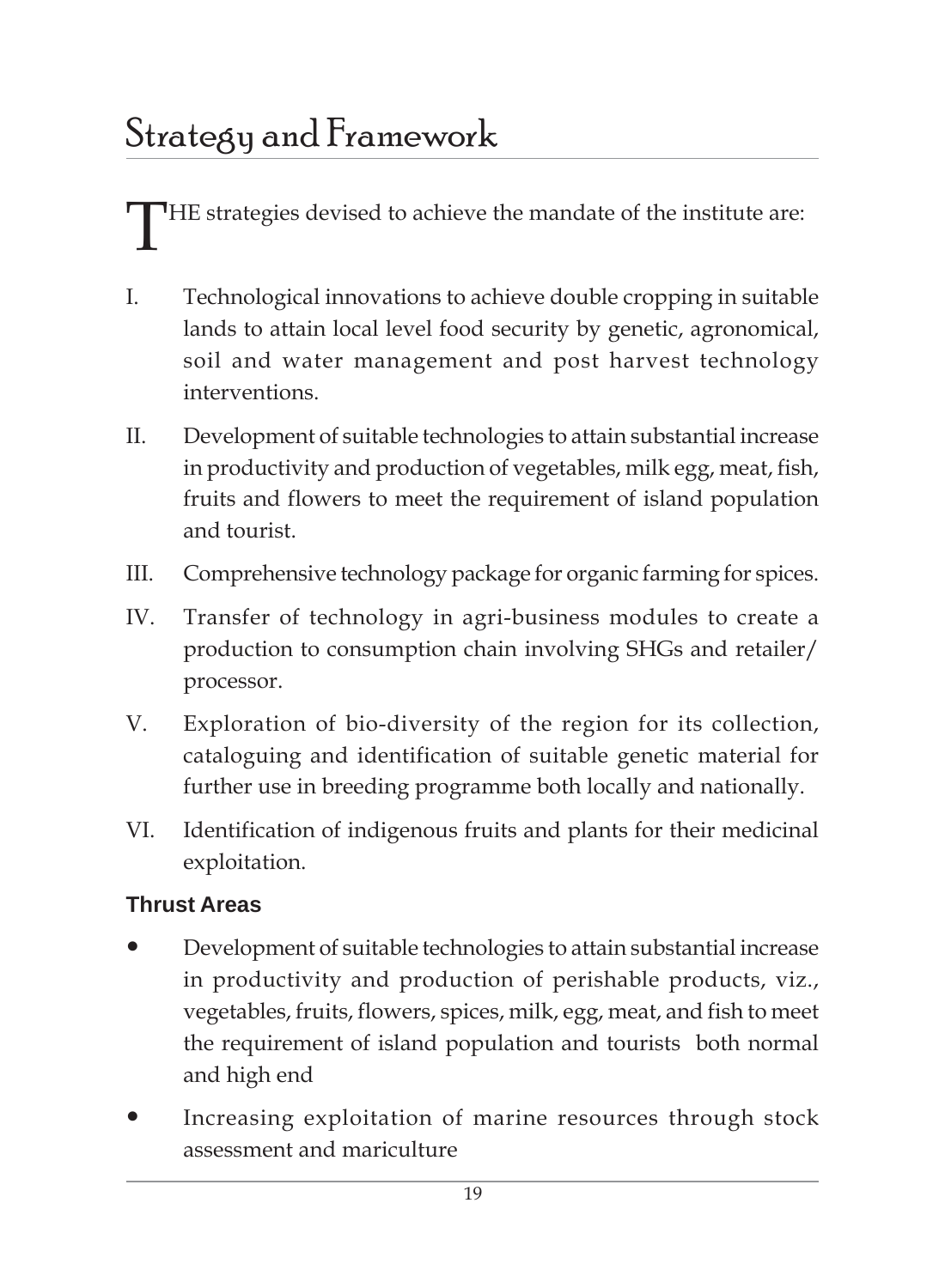# Strategy and Framework

THE strategies devised to achieve the mandate of the institute are:

I. Technological innovations to achieve double cropping in suitable lands to attain local level food security by genetic, agronomical, soil and water management and post harvest technology interventions.

II. Development of suitable technologies to attain substantial increase in productivity and production of vegetables, milk egg, meat, fish, fruits and flowers to meet the requirement of island population and tourist.

III. Comprehensive technology package for organic farming for spices.

IV. Transfer of technology in agri-business modules to create a production to consumption chain involving SHGs and retailer/ processor.

V. Exploration of bio-diversity of the region for its collection, cataloguing and identification of suitable genetic material for further use in breeding programme both locally and nationally.

VI. Identification of indigenous fruits and plants for their medicinal exploitation.

### Thrust Areas

- Development of suitable technologies to attain substantial increase in productivity and production of perishable products, viz., vegetables, fruits, flowers, spices, milk, egg, meat, and fish to meet the requirement of island population and tourists both normal and high end
- Increasing exploitation of marine resources through stock assessment and mariculture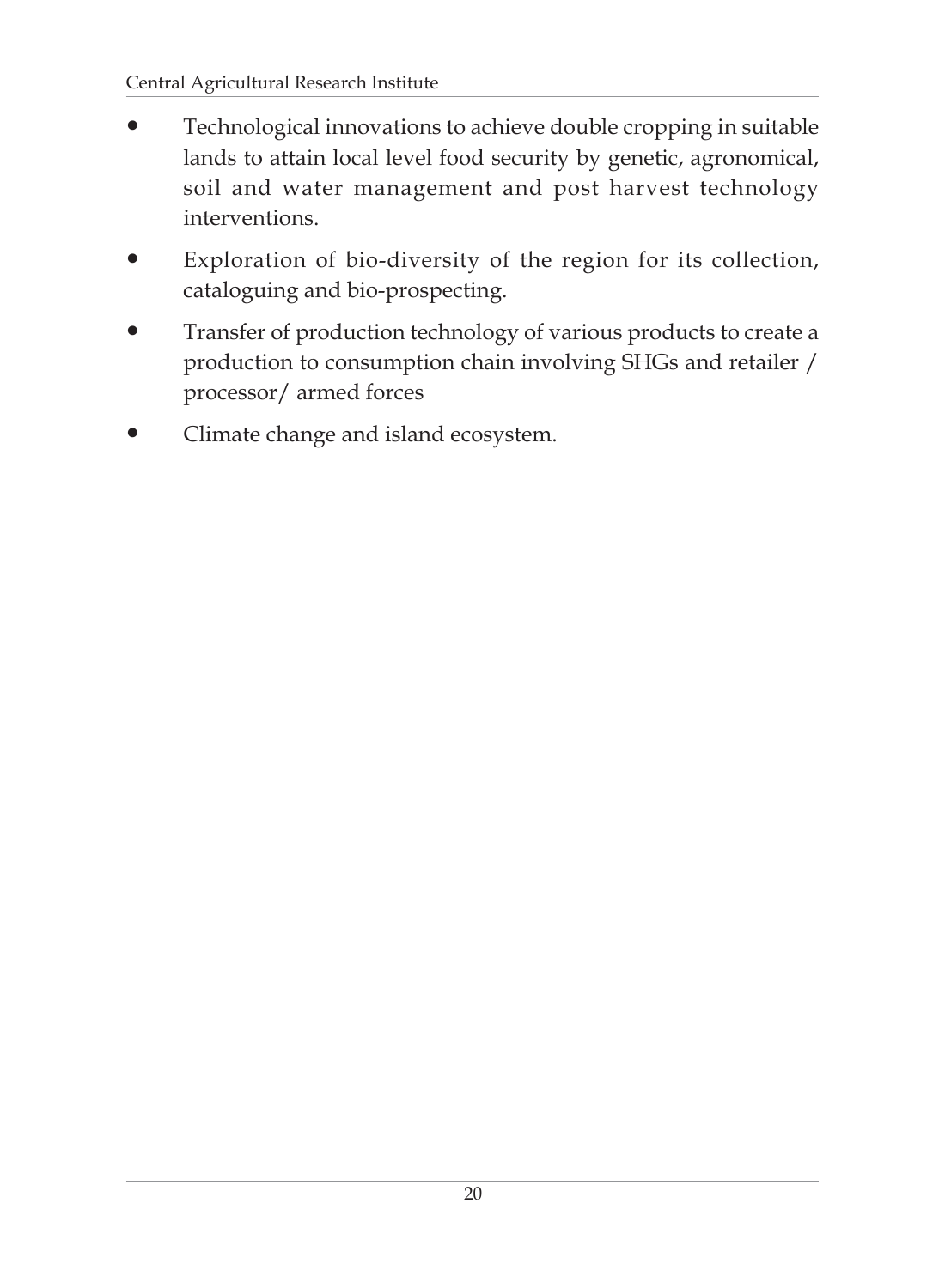- Technological innovations to achieve double cropping in suitable lands to attain local level food security by genetic, agronomical, soil and water management and post harvest technology interventions.
- Exploration of bio-diversity of the region for its collection, cataloguing and bio-prospecting.
- Transfer of production technology of various products to create a production to consumption chain involving SHGs and retailer / processor/ armed forces
- Climate change and island ecosystem.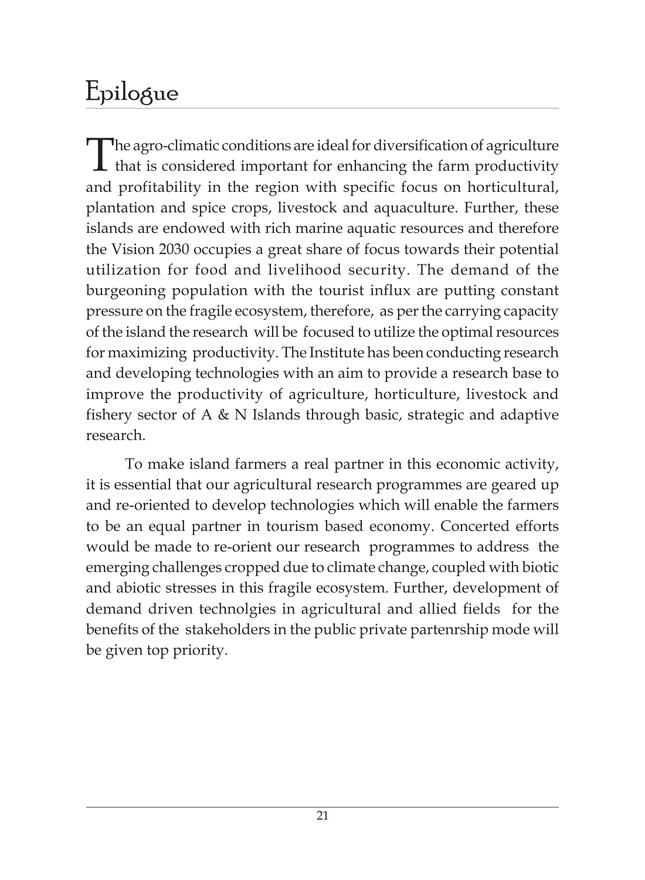# Epilogue

The agro-climatic conditions are ideal for diversification of agriculture that is considered important for enhancing the farm productivity and profitability in the region with specific focus on horticultural, plantation and spice crops, livestock and aquaculture. Further, these islands are endowed with rich marine aquatic resources and therefore the Vision 2030 occupies a great share of focus towards their potential utilization for food and livelihood security. The demand of the burgeoning population with the tourist influx are putting constant pressure on the fragile ecosystem, therefore, as per the carrying capacity of the island the research will be focused to utilize the optimal resources for maximizing productivity. The Institute has been conducting research and developing technologies with an aim to provide a research base to improve the productivity of agriculture, horticulture, livestock and fishery sector of A & N Islands through basic, strategic and adaptive research.

To make island farmers a real partner in this economic activity, it is essential that our agricultural research programmes are geared up and re-oriented to develop technologies which will enable the farmers to be an equal partner in tourism based economy. Concerted efforts would be made to re-orient our research programmes to address the emerging challenges cropped due to climate change, coupled with biotic and abiotic stresses in this fragile ecosystem. Further, development of demand driven technolgies in agricultural and allied fields for the benefits of the stakeholders in the public private partenrship mode will be given top priority.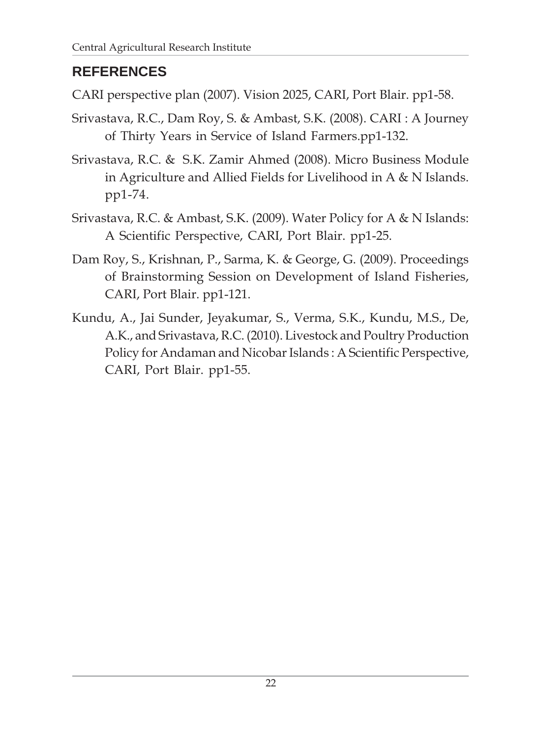## REFERENCES

CARI perspective plan (2007). Vision 2025, CARI, Port Blair. pp1-58.

Srivastava, R.C., Dam Roy, S. & Ambast, S.K. (2008). CARI : A Journey of Thirty Years in Service of Island Farmers.pp1-132.

Srivastava, R.C. & S.K. Zamir Ahmed (2008). Micro Business Module in Agriculture and Allied Fields for Livelihood in A & N Islands. pp1-74.

Srivastava, R.C. & Ambast, S.K. (2009). Water Policy for A & N Islands: A Scientific Perspective, CARI, Port Blair. pp1-25.

Dam Roy, S., Krishnan, P., Sarma, K. & George, G. (2009). Proceedings of Brainstorming Session on Development of Island Fisheries, CARI, Port Blair. pp1-121.

Kundu, A., Jai Sunder, Jeyakumar, S., Verma, S.K., Kundu, M.S., De, A.K., and Srivastava, R.C. (2010). Livestock and Poultry Production Policy for Andaman and Nicobar Islands : A Scientific Perspective, CARI, Port Blair. pp1-55.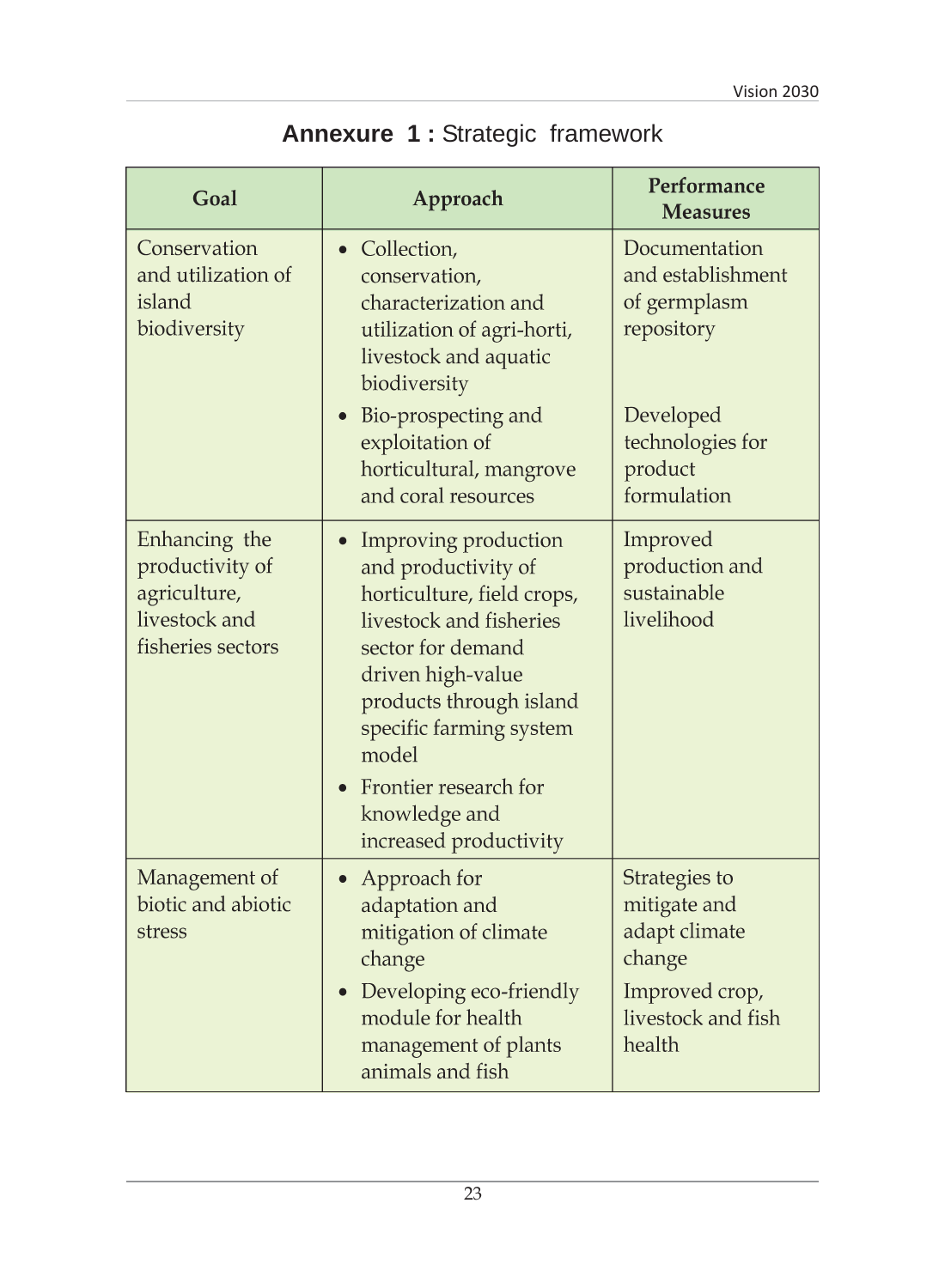## Annexure 1 : Strategic framework

| Goal | Approach | Performance Measures |
|---|---|---|
| Conservation and utilization of island biodiversity | • Collection, conservation, characterization and utilization of agri-horti, livestock and aquatic biodiversity<br>• Bio-prospecting and exploitation of horticultural, mangrove and coral resources | Documentation and establishment of germplasm repository<br><br>Developed technologies for product formulation |
| Enhancing the productivity of agriculture, livestock and fisheries sectors | • Improving production and productivity of horticulture, field crops, livestock and fisheries sector for demand driven high-value products through island specific farming system model<br>• Frontier research for knowledge and increased productivity | Improved production and sustainable livelihood |
| Management of biotic and abiotic stress | • Approach for adaptation and mitigation of climate change<br>• Developing eco-friendly module for health management of plants animals and fish | Strategies to mitigate and adapt climate change<br><br>Improved crop, livestock and fish health |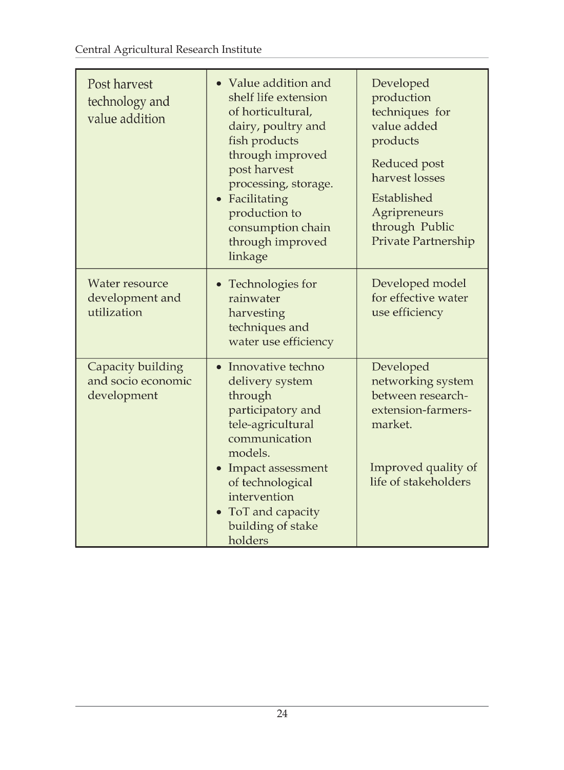| Post harvest technology and value addition | • Value addition and shelf life extension of horticultural, dairy, poultry and fish products through improved post harvest processing, storage.<br>• Facilitating production to consumption chain through improved linkage | Developed production techniques for value added products<br><br>Reduced post harvest losses<br><br>Established Agripreneurs through Public Private Partnership |
|---|---|---|
| Water resource development and utilization | • Technologies for rainwater harvesting techniques and water use efficiency | Developed model for effective water use efficiency |
| Capacity building and socio economic development | • Innovative techno delivery system through participatory and tele-agricultural communication models.<br>• Impact assessment of technological intervention<br>• ToT and capacity building of stake holders | Developed networking system between research-extension-farmers-market.<br><br>Improved quality of life of stakeholders |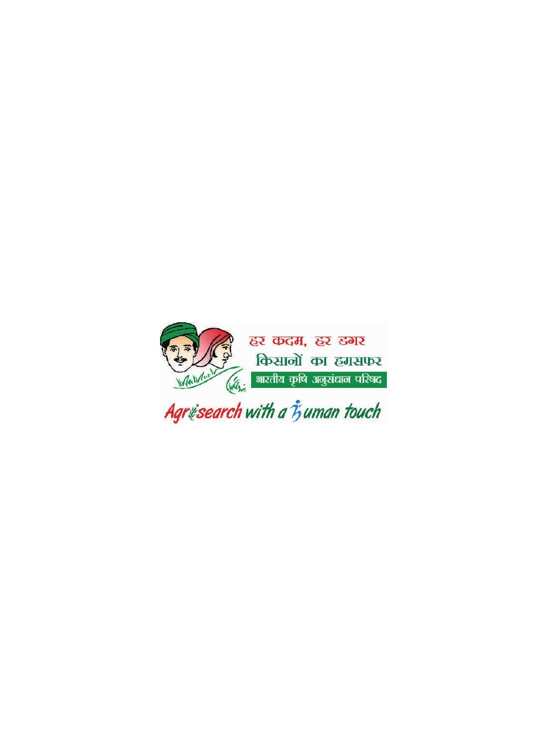हर कदम, हर डगर

किसानों का हमसफर

भारतीय कृषि अनुसंधान परिषद

*Agrisearch with a human touch*